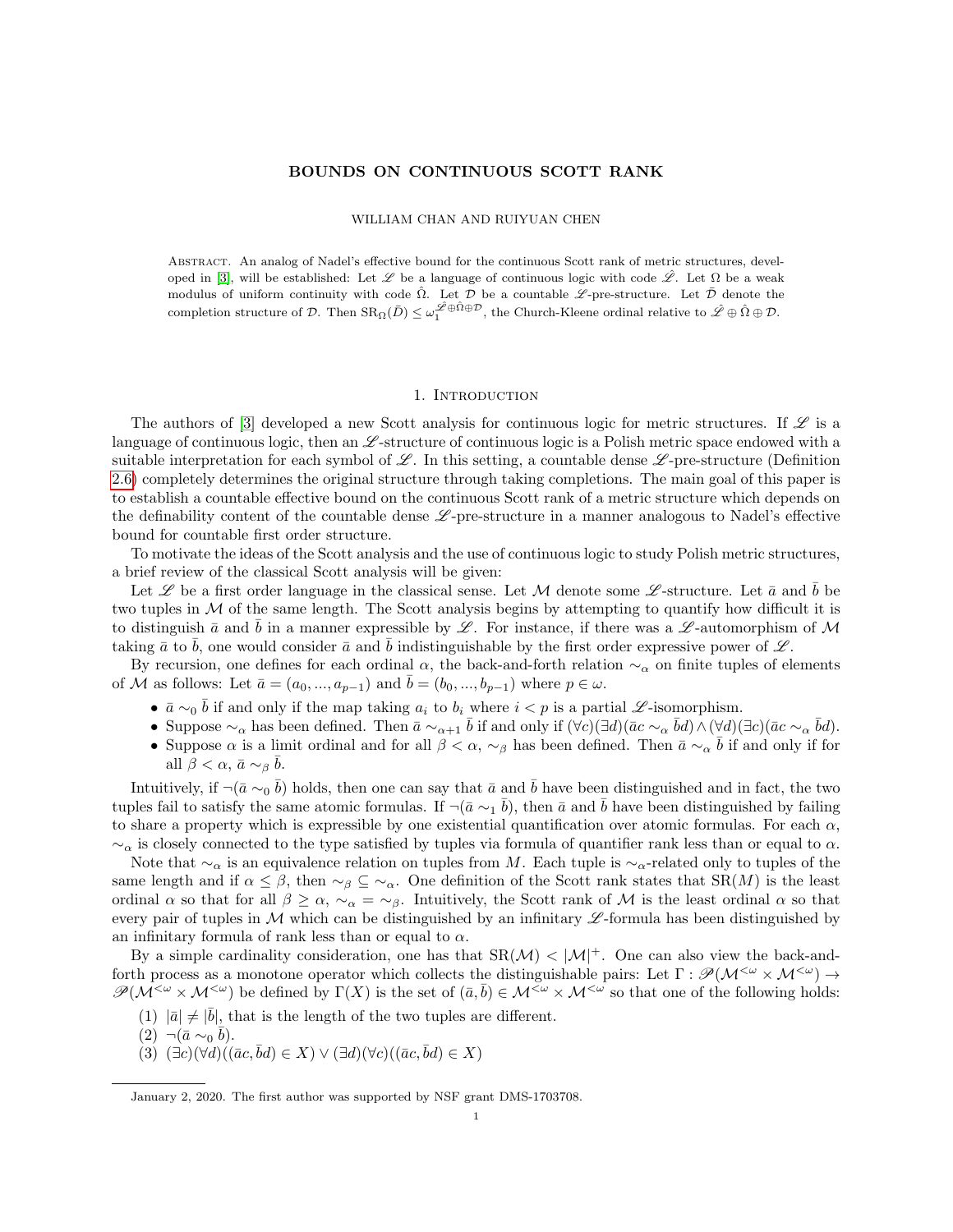# BOUNDS ON CONTINUOUS SCOTT RANK

WILLIAM CHAN AND RUIYUAN CHEN

Abstract. An analog of Nadel's effective bound for the continuous Scott rank of metric structures, developed in [3], will be established: Let $\mathscr{L}$ be a language of continuous logic with code $\hat{\mathscr{L}}$. Let $\Omega$ be a weak modulus of uniform continuity with code $\hat{\Omega}$. Let $\mathcal{D}$ be a countable $\mathscr{L}$-pre-structure. Let $\bar{\mathcal{D}}$ denote the completion structure of $\mathcal{D}$. Then $\mathrm{SR}_\Omega(\bar{D}) \leq \omega_1^{\hat{\mathscr{L}} \oplus \hat{\Omega} \oplus \mathcal{D}}$, the Church-Kleene ordinal relative to $\hat{\mathscr{L}} \oplus \hat{\Omega} \oplus \mathcal{D}$.

## 1. Introduction

The authors of [3] developed a new Scott analysis for continuous logic for metric structures. If $\mathscr{L}$ is a language of continuous logic, then an $\mathscr{L}$-structure of continuous logic is a Polish metric space endowed with a suitable interpretation for each symbol of $\mathscr{L}$. In this setting, a countable dense $\mathscr{L}$-pre-structure (Definition 2.6) completely determines the original structure through taking completions. The main goal of this paper is to establish a countable effective bound on the continuous Scott rank of a metric structure which depends on the definability content of the countable dense $\mathscr{L}$-pre-structure in a manner analogous to Nadel's effective bound for countable first order structure.

To motivate the ideas of the Scott analysis and the use of continuous logic to study Polish metric structures, a brief review of the classical Scott analysis will be given:

Let $\mathscr{L}$ be a first order language in the classical sense. Let $\mathcal{M}$ denote some $\mathscr{L}$-structure. Let $\bar{a}$ and $\bar{b}$ be two tuples in $\mathcal{M}$ of the same length. The Scott analysis begins by attempting to quantify how difficult it is to distinguish $\bar{a}$ and $\bar{b}$ in a manner expressible by $\mathscr{L}$. For instance, if there was a $\mathscr{L}$-automorphism of $\mathcal{M}$ taking $\bar{a}$ to $\bar{b}$, one would consider $\bar{a}$ and $\bar{b}$ indistinguishable by the first order expressive power of $\mathscr{L}$.

By recursion, one defines for each ordinal $\alpha$, the back-and-forth relation $\sim_\alpha$ on finite tuples of elements of $\mathcal{M}$ as follows: Let $\bar{a} = (a_0, ..., a_{p-1})$ and $\bar{b} = (b_0, ..., b_{p-1})$ where $p \in \omega$.

- $\bar{a} \sim_0 \bar{b}$ if and only if the map taking $a_i$ to $b_i$ where $i < p$ is a partial $\mathscr{L}$-isomorphism.
- Suppose $\sim_\alpha$ has been defined. Then $\bar{a} \sim_{\alpha+1} \bar{b}$ if and only if $(\forall c)(\exists d)(\bar{a}c \sim_\alpha \bar{b}d) \wedge (\forall d)(\exists c)(\bar{a}c \sim_\alpha \bar{b}d)$.
- Suppose $\alpha$ is a limit ordinal and for all $\beta < \alpha$, $\sim_\beta$ has been defined. Then $\bar{a} \sim_\alpha \bar{b}$ if and only if for all $\beta < \alpha$, $\bar{a} \sim_\beta \bar{b}$.

Intuitively, if $\neg(\bar{a} \sim_0 \bar{b})$ holds, then one can say that $\bar{a}$ and $\bar{b}$ have been distinguished and in fact, the two tuples fail to satisfy the same atomic formulas. If $\neg(\bar{a} \sim_1 \bar{b})$, then $\bar{a}$ and $\bar{b}$ have been distinguished by failing to share a property which is expressible by one existential quantification over atomic formulas. For each $\alpha$, $\sim_\alpha$ is closely connected to the type satisfied by tuples via formula of quantifier rank less than or equal to $\alpha$.

Note that $\sim_\alpha$ is an equivalence relation on tuples from $M$. Each tuple is $\sim_\alpha$-related only to tuples of the same length and if $\alpha \leq \beta$, then $\sim_\beta \subseteq \sim_\alpha$. One definition of the Scott rank states that $\mathrm{SR}(M)$ is the least ordinal $\alpha$ so that for all $\beta \geq \alpha$, $\sim_\alpha = \sim_\beta$. Intuitively, the Scott rank of $\mathcal{M}$ is the least ordinal $\alpha$ so that every pair of tuples in $\mathcal{M}$ which can be distinguished by an infinitary $\mathscr{L}$-formula has been distinguished by an infinitary formula of rank less than or equal to $\alpha$.

By a simple cardinality consideration, one has that $\mathrm{SR}(\mathcal{M}) < |\mathcal{M}|^+$. One can also view the back-and-forth process as a monotone operator which collects the distinguishable pairs: Let $\Gamma : \mathscr{P}(\mathcal{M}^{<\omega} \times \mathcal{M}^{<\omega}) \to \mathscr{P}(\mathcal{M}^{<\omega} \times \mathcal{M}^{<\omega})$ be defined by $\Gamma(X)$ is the set of $(\bar{a}, \bar{b}) \in \mathcal{M}^{<\omega} \times \mathcal{M}^{<\omega}$ so that one of the following holds:

(1) $|\bar{a}| \neq |\bar{b}|$, that is the length of the two tuples are different.
(2) $\neg(\bar{a} \sim_0 \bar{b})$.
(3) $(\exists c)(\forall d)((\bar{a}c, \bar{b}d) \in X) \vee (\exists d)(\forall c)((\bar{a}c, \bar{b}d) \in X)$

January 2, 2020. The first author was supported by NSF grant DMS-1703708.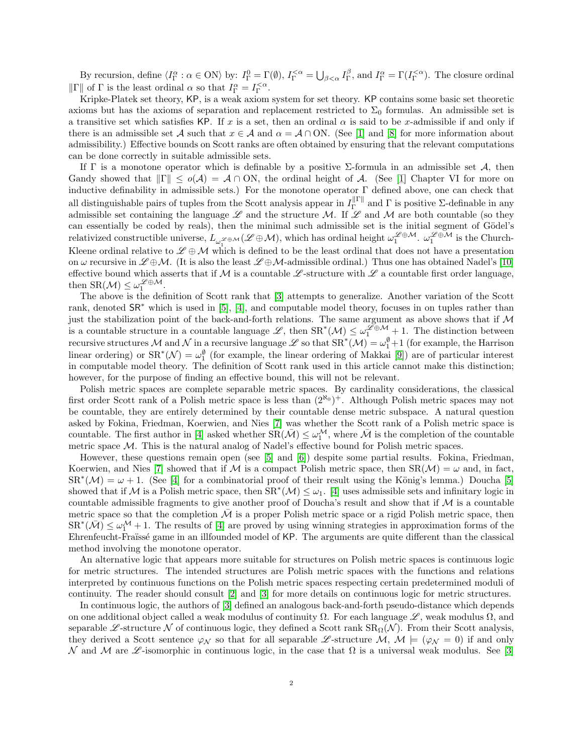By recursion, define $\langle I^\alpha_\Gamma : \alpha \in \mathrm{ON}\rangle$ by: $I^0_\Gamma = \Gamma(\emptyset)$, $I^{<\alpha}_\Gamma = \bigcup_{\beta<\alpha} I^\beta_\Gamma$, and $I^\alpha_\Gamma = \Gamma(I^{<\alpha}_\Gamma)$. The closure ordinal $\|\Gamma\|$ of $\Gamma$ is the least ordinal $\alpha$ so that $I^\alpha_\Gamma = I^{<\alpha}_\Gamma$.

Kripke-Platek set theory, KP, is a weak axiom system for set theory. KP contains some basic set theoretic axioms but has the axioms of separation and replacement restricted to $\Sigma_0$ formulas. An admissible set is a transitive set which satisfies KP. If $x$ is a set, then an ordinal $\alpha$ is said to be $x$-admissible if and only if there is an admissible set $\mathcal{A}$ such that $x \in \mathcal{A}$ and $\alpha = \mathcal{A} \cap \mathrm{ON}$. (See [1] and [8] for more information about admissibility.) Effective bounds on Scott ranks are often obtained by ensuring that the relevant computations can be done correctly in suitable admissible sets.

If $\Gamma$ is a monotone operator which is definable by a positive $\Sigma$-formula in an admissible set $\mathcal{A}$, then Gandy showed that $\|\Gamma\| \leq o(\mathcal{A}) = \mathcal{A} \cap \mathrm{ON}$, the ordinal height of $\mathcal{A}$. (See [1] Chapter VI for more on inductive definability in admissible sets.) For the monotone operator $\Gamma$ defined above, one can check that all distinguishable pairs of tuples from the Scott analysis appear in $I^{\|\Gamma\|}_\Gamma$ and $\Gamma$ is positive $\Sigma$-definable in any admissible set containing the language $\mathscr{L}$ and the structure $\mathcal{M}$. If $\mathscr{L}$ and $\mathcal{M}$ are both countable (so they can essentially be coded by reals), then the minimal such admissible set is the initial segment of Gödel's relativized constructible universe, $L_{\omega_1^{\mathscr{L}\oplus\mathcal{M}}}(\mathscr{L}\oplus\mathcal{M})$, which has ordinal height $\omega_1^{\mathscr{L}\oplus\mathcal{M}}$. $\omega_1^{\mathscr{L}\oplus\mathcal{M}}$ is the Church-Kleene ordinal relative to $\mathscr{L}\oplus\mathcal{M}$ which is defined to be the least ordinal that does not have a presentation on $\omega$ recursive in $\mathscr{L}\oplus\mathcal{M}$. (It is also the least $\mathscr{L}\oplus\mathcal{M}$-admissible ordinal.) Thus one has obtained Nadel's [10] effective bound which asserts that if $\mathcal{M}$ is a countable $\mathscr{L}$-structure with $\mathscr{L}$ a countable first order language, then $\mathrm{SR}(\mathcal{M}) \leq \omega_1^{\mathscr{L}\oplus\mathcal{M}}$.

The above is the definition of Scott rank that [3] attempts to generalize. Another variation of the Scott rank, denoted $\mathsf{SR}^*$ which is used in [5], [4], and computable model theory, focuses in on tuples rather than just the stabilization point of the back-and-forth relations. The same argument as above shows that if $\mathcal{M}$ is a countable structure in a countable language $\mathscr{L}$, then $\mathrm{SR}^*(\mathcal{M}) \leq \omega_1^{\mathscr{L}\oplus\mathcal{M}} + 1$. The distinction between recursive structures $\mathcal{M}$ and $\mathcal{N}$ in a recursive language $\mathscr{L}$ so that $\mathrm{SR}^*(\mathcal{M}) = \omega_1^{\emptyset}+1$ (for example, the Harrison linear ordering) or $\mathrm{SR}^*(\mathcal{N}) = \omega_1^{\emptyset}$ (for example, the linear ordering of Makkai [9]) are of particular interest in computable model theory. The definition of Scott rank used in this article cannot make this distinction; however, for the purpose of finding an effective bound, this will not be relevant.

Polish metric spaces are complete separable metric spaces. By cardinality considerations, the classical first order Scott rank of a Polish metric space is less than $(2^{\aleph_0})^+$. Although Polish metric spaces may not be countable, they are entirely determined by their countable dense metric subspace. A natural question asked by Fokina, Friedman, Koerwien, and Nies [7] was whether the Scott rank of a Polish metric space is countable. The first author in [4] asked whether $\mathrm{SR}(\bar{\mathcal{M}}) \leq \omega_1^{\mathcal{M}}$, where $\bar{\mathcal{M}}$ is the completion of the countable metric space $\mathcal{M}$. This is the natural analog of Nadel's effective bound for Polish metric spaces.

However, these questions remain open (see [5] and [6]) despite some partial results. Fokina, Friedman, Koerwien, and Nies [7] showed that if $\mathcal{M}$ is a compact Polish metric space, then $\mathrm{SR}(\mathcal{M}) = \omega$ and, in fact, $\mathrm{SR}^*(\mathcal{M}) = \omega + 1$. (See [4] for a combinatorial proof of their result using the König's lemma.) Doucha [5] showed that if $\mathcal{M}$ is a Polish metric space, then $\mathrm{SR}^*(\mathcal{M}) \leq \omega_1$. [4] uses admissible sets and infinitary logic in countable admissible fragments to give another proof of Doucha's result and show that if $\mathcal{M}$ is a countable metric space so that the completion $\bar{\mathcal{M}}$ is a proper Polish metric space or a rigid Polish metric space, then $\mathrm{SR}^*(\bar{\mathcal{M}}) \leq \omega_1^{\mathcal{M}} + 1$. The results of [4] are proved by using winning strategies in approximation forms of the Ehrenfeucht-Fraïssé game in an illfounded model of KP. The arguments are quite different than the classical method involving the monotone operator.

An alternative logic that appears more suitable for structures on Polish metric spaces is continuous logic for metric structures. The intended structures are Polish metric spaces with the functions and relations interpreted by continuous functions on the Polish metric spaces respecting certain predetermined moduli of continuity. The reader should consult [2] and [3] for more details on continuous logic for metric structures.

In continuous logic, the authors of [3] defined an analogous back-and-forth pseudo-distance which depends on one additional object called a weak modulus of continuity $\Omega$. For each language $\mathscr{L}$, weak modulus $\Omega$, and separable $\mathscr{L}$-structure $\mathcal{N}$ of continuous logic, they defined a Scott rank $\mathrm{SR}_\Omega(\mathcal{N})$. From their Scott analysis, they derived a Scott sentence $\varphi_\mathcal{N}$ so that for all separable $\mathscr{L}$-structure $\mathcal{M}$, $\mathcal{M} \models (\varphi_\mathcal{N} = 0)$ if and only $\mathcal{N}$ and $\mathcal{M}$ are $\mathscr{L}$-isomorphic in continuous logic, in the case that $\Omega$ is a universal weak modulus. See [3]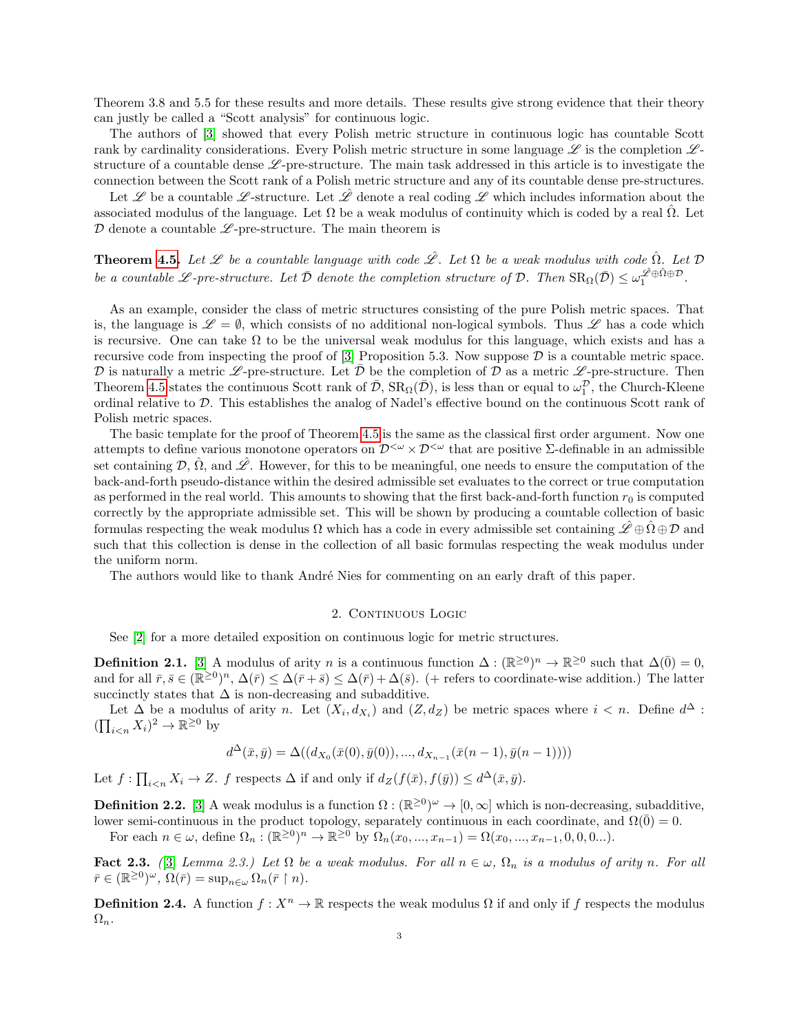Theorem 3.8 and 5.5 for these results and more details. These results give strong evidence that their theory can justly be called a "Scott analysis" for continuous logic.

The authors of [3] showed that every Polish metric structure in continuous logic has countable Scott rank by cardinality considerations. Every Polish metric structure in some language $\mathscr{L}$ is the completion $\mathscr{L}$-structure of a countable dense $\mathscr{L}$-pre-structure. The main task addressed in this article is to investigate the connection between the Scott rank of a Polish metric structure and any of its countable dense pre-structures.

Let $\mathscr{L}$ be a countable $\mathscr{L}$-structure. Let $\hat{\mathscr{L}}$ denote a real coding $\mathscr{L}$ which includes information about the associated modulus of the language. Let $\Omega$ be a weak modulus of continuity which is coded by a real $\hat{\Omega}$. Let $\mathcal{D}$ denote a countable $\mathscr{L}$-pre-structure. The main theorem is

**Theorem 4.5.** *Let $\mathscr{L}$ be a countable language with code $\hat{\mathscr{L}}$. Let $\Omega$ be a weak modulus with code $\hat{\Omega}$. Let $\mathcal{D}$ be a countable $\mathscr{L}$-pre-structure. Let $\bar{\mathcal{D}}$ denote the completion structure of $\mathcal{D}$. Then $\mathrm{SR}_\Omega(\bar{\mathcal{D}}) \leq \omega_1^{\hat{\mathscr{L}} \oplus \hat{\Omega} \oplus \mathcal{D}}$.*

As an example, consider the class of metric structures consisting of the pure Polish metric spaces. That is, the language is $\mathscr{L} = \emptyset$, which consists of no additional non-logical symbols. Thus $\mathscr{L}$ has a code which is recursive. One can take $\Omega$ to be the universal weak modulus for this language, which exists and has a recursive code from inspecting the proof of [3] Proposition 5.3. Now suppose $\mathcal{D}$ is a countable metric space. $\mathcal{D}$ is naturally a metric $\mathscr{L}$-pre-structure. Let $\bar{\mathcal{D}}$ be the completion of $\mathcal{D}$ as a metric $\mathscr{L}$-pre-structure. Then Theorem 4.5 states the continuous Scott rank of $\bar{\mathcal{D}}$, $\mathrm{SR}_\Omega(\bar{\mathcal{D}})$, is less than or equal to $\omega_1^{\mathcal{D}}$, the Church-Kleene ordinal relative to $\mathcal{D}$. This establishes the analog of Nadel's effective bound on the continuous Scott rank of Polish metric spaces.

The basic template for the proof of Theorem 4.5 is the same as the classical first order argument. Now one attempts to define various monotone operators on $\mathcal{D}^{<\omega} \times \mathcal{D}^{<\omega}$ that are positive $\Sigma$-definable in an admissible set containing $\mathcal{D}$, $\hat{\Omega}$, and $\hat{\mathscr{L}}$. However, for this to be meaningful, one needs to ensure the computation of the back-and-forth pseudo-distance within the desired admissible set evaluates to the correct or true computation as performed in the real world. This amounts to showing that the first back-and-forth function $r_0$ is computed correctly by the appropriate admissible set. This will be shown by producing a countable collection of basic formulas respecting the weak modulus $\Omega$ which has a code in every admissible set containing $\hat{\mathscr{L}} \oplus \hat{\Omega} \oplus \mathcal{D}$ and such that this collection is dense in the collection of all basic formulas respecting the weak modulus under the uniform norm.

The authors would like to thank André Nies for commenting on an early draft of this paper.

## 2. Continuous Logic

See [2] for a more detailed exposition on continuous logic for metric structures.

**Definition 2.1.** [3] A modulus of arity $n$ is a continuous function $\Delta : (\mathbb{R}^{\geq 0})^n \to \mathbb{R}^{\geq 0}$ such that $\Delta(\bar{0}) = 0$, and for all $\bar{r}, \bar{s} \in (\mathbb{R}^{\geq 0})^n$, $\Delta(\bar{r}) \leq \Delta(\bar{r} + \bar{s}) \leq \Delta(\bar{r}) + \Delta(\bar{s})$. ($+$ refers to coordinate-wise addition.) The latter succinctly states that $\Delta$ is non-decreasing and subadditive.

Let $\Delta$ be a modulus of arity $n$. Let $(X_i, d_{X_i})$ and $(Z, d_Z)$ be metric spaces where $i < n$. Define $d^\Delta : (\prod_{i<n} X_i)^2 \to \mathbb{R}^{\geq 0}$ by

$$d^\Delta(\bar{x}, \bar{y}) = \Delta((d_{X_0}(\bar{x}(0), \bar{y}(0)), ..., d_{X_{n-1}}(\bar{x}(n-1), \bar{y}(n-1))))$$

Let $f : \prod_{i<n} X_i \to Z$. $f$ respects $\Delta$ if and only if $d_Z(f(\bar{x}), f(\bar{y})) \leq d^\Delta(\bar{x}, \bar{y})$.

**Definition 2.2.** [3] A weak modulus is a function $\Omega : (\mathbb{R}^{\geq 0})^\omega \to [0, \infty]$ which is non-decreasing, subadditive, lower semi-continuous in the product topology, separately continuous in each coordinate, and $\Omega(\bar{0}) = 0$.

For each $n \in \omega$, define $\Omega_n : (\mathbb{R}^{\geq 0})^n \to \mathbb{R}^{\geq 0}$ by $\Omega_n(x_0, ..., x_{n-1}) = \Omega(x_0, ..., x_{n-1}, 0, 0, 0...)$.

**Fact 2.3.** *([3] Lemma 2.3.) Let $\Omega$ be a weak modulus. For all $n \in \omega$, $\Omega_n$ is a modulus of arity $n$. For all $\bar{r} \in (\mathbb{R}^{\geq 0})^\omega$, $\Omega(\bar{r}) = \sup_{n \in \omega} \Omega_n(\bar{r} \upharpoonright n)$.*

**Definition 2.4.** A function $f : X^n \to \mathbb{R}$ respects the weak modulus $\Omega$ if and only if $f$ respects the modulus $\Omega_n$.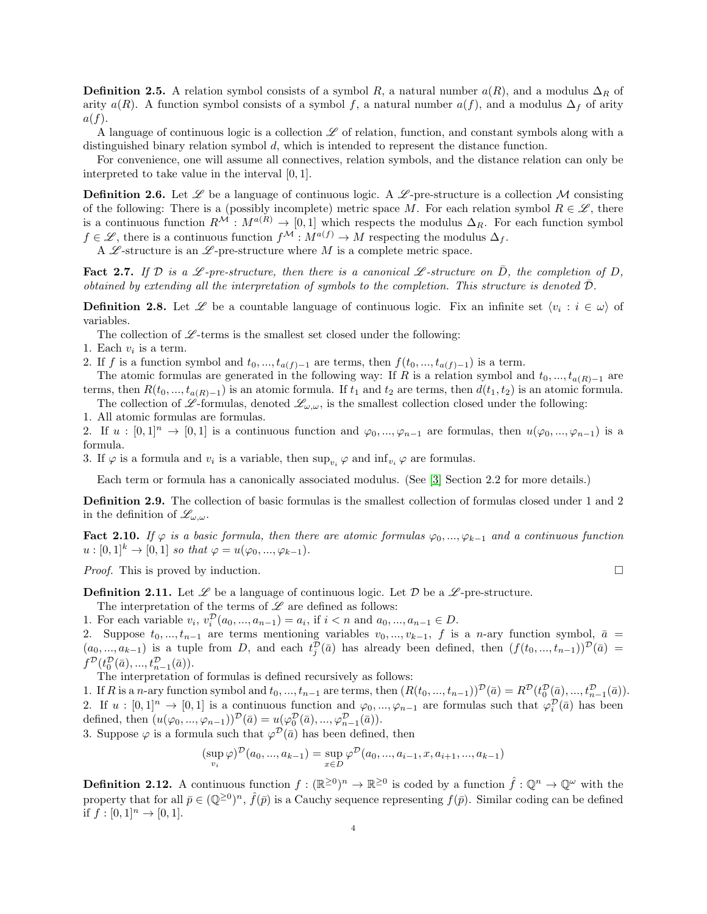**Definition 2.5.** A relation symbol consists of a symbol $R$, a natural number $a(R)$, and a modulus $\Delta_R$ of arity $a(R)$. A function symbol consists of a symbol $f$, a natural number $a(f)$, and a modulus $\Delta_f$ of arity $a(f)$.

A language of continuous logic is a collection $\mathscr{L}$ of relation, function, and constant symbols along with a distinguished binary relation symbol $d$, which is intended to represent the distance function.

For convenience, one will assume all connectives, relation symbols, and the distance relation can only be interpreted to take value in the interval $[0,1]$.

**Definition 2.6.** Let $\mathscr{L}$ be a language of continuous logic. A $\mathscr{L}$-pre-structure is a collection $\mathcal{M}$ consisting of the following: There is a (possibly incomplete) metric space $M$. For each relation symbol $R \in \mathscr{L}$, there is a continuous function $R^{\mathcal{M}} : M^{a(R)} \to [0,1]$ which respects the modulus $\Delta_R$. For each function symbol $f \in \mathscr{L}$, there is a continuous function $f^{\mathcal{M}} : M^{a(f)} \to M$ respecting the modulus $\Delta_f$.

A $\mathscr{L}$-structure is an $\mathscr{L}$-pre-structure where $M$ is a complete metric space.

**Fact 2.7.** *If $\mathcal{D}$ is a $\mathscr{L}$-pre-structure, then there is a canonical $\mathscr{L}$-structure on $\bar{D}$, the completion of $D$, obtained by extending all the interpretation of symbols to the completion. This structure is denoted $\bar{\mathcal{D}}$.*

**Definition 2.8.** Let $\mathscr{L}$ be a countable language of continuous logic. Fix an infinite set $\langle v_i : i \in \omega \rangle$ of variables.

The collection of $\mathscr{L}$-terms is the smallest set closed under the following:
1. Each $v_i$ is a term.
2. If $f$ is a function symbol and $t_0, ..., t_{a(f)-1}$ are terms, then $f(t_0, ..., t_{a(f)-1})$ is a term.

The atomic formulas are generated in the following way: If $R$ is a relation symbol and $t_0, ..., t_{a(R)-1}$ are terms, then $R(t_0, ..., t_{a(R)-1})$ is an atomic formula. If $t_1$ and $t_2$ are terms, then $d(t_1, t_2)$ is an atomic formula.

The collection of $\mathscr{L}$-formulas, denoted $\mathscr{L}_{\omega,\omega}$, is the smallest collection closed under the following:
1. All atomic formulas are formulas.
2. If $u : [0,1]^n \to [0,1]$ is a continuous function and $\varphi_0, ..., \varphi_{n-1}$ are formulas, then $u(\varphi_0, ..., \varphi_{n-1})$ is a formula.
3. If $\varphi$ is a formula and $v_i$ is a variable, then $\sup_{v_i} \varphi$ and $\inf_{v_i} \varphi$ are formulas.

Each term or formula has a canonically associated modulus. (See [3] Section 2.2 for more details.)

**Definition 2.9.** The collection of basic formulas is the smallest collection of formulas closed under 1 and 2 in the definition of $\mathscr{L}_{\omega,\omega}$.

**Fact 2.10.** *If $\varphi$ is a basic formula, then there are atomic formulas $\varphi_0, ..., \varphi_{k-1}$ and a continuous function $u : [0,1]^k \to [0,1]$ so that $\varphi = u(\varphi_0, ..., \varphi_{k-1})$.*

*Proof.* This is proved by induction. □

**Definition 2.11.** Let $\mathscr{L}$ be a language of continuous logic. Let $\mathcal{D}$ be a $\mathscr{L}$-pre-structure.

The interpretation of the terms of $\mathscr{L}$ are defined as follows:
1. For each variable $v_i$, $v_i^{\mathcal{D}}(a_0, ..., a_{n-1}) = a_i$, if $i < n$ and $a_0, ..., a_{n-1} \in D$.
2. Suppose $t_0, ..., t_{n-1}$ are terms mentioning variables $v_0, ..., v_{k-1}$, $f$ is a $n$-ary function symbol, $\bar{a} = (a_0, ..., a_{k-1})$ is a tuple from $D$, and each $t_j^{\mathcal{D}}(\bar{a})$ has already been defined, then $(f(t_0, ..., t_{n-1}))^{\mathcal{D}}(\bar{a}) = f^{\mathcal{D}}(t_0^{\mathcal{D}}(\bar{a}), ..., t_{n-1}^{\mathcal{D}}(\bar{a}))$.

The interpretation of formulas is defined recursively as follows:
1. If $R$ is a $n$-ary function symbol and $t_0, ..., t_{n-1}$ are terms, then $(R(t_0, ..., t_{n-1}))^{\mathcal{D}}(\bar{a}) = R^{\mathcal{D}}(t_0^{\mathcal{D}}(\bar{a}), ..., t_{n-1}^{\mathcal{D}}(\bar{a}))$.
2. If $u : [0,1]^n \to [0,1]$ is a continuous function and $\varphi_0, ..., \varphi_{n-1}$ are formulas such that $\varphi_i^{\mathcal{D}}(\bar{a})$ has been defined, then $(u(\varphi_0, ..., \varphi_{n-1}))^{\mathcal{D}}(\bar{a}) = u(\varphi_0^{\mathcal{D}}(\bar{a}), ..., \varphi_{n-1}^{\mathcal{D}}(\bar{a}))$.
3. Suppose $\varphi$ is a formula such that $\varphi^{\mathcal{D}}(\bar{a})$ has been defined, then

$$(\sup_{v_i} \varphi)^{\mathcal{D}}(a_0, ..., a_{k-1}) = \sup_{x \in D} \varphi^{\mathcal{D}}(a_0, ..., a_{i-1}, x, a_{i+1}, ..., a_{k-1})$$

**Definition 2.12.** A continuous function $f : (\mathbb{R}^{\geq 0})^n \to \mathbb{R}^{\geq 0}$ is coded by a function $\hat{f} : \mathbb{Q}^n \to \mathbb{Q}^\omega$ with the property that for all $\bar{p} \in (\mathbb{Q}^{\geq 0})^n$, $\hat{f}(\bar{p})$ is a Cauchy sequence representing $f(\bar{p})$. Similar coding can be defined if $f : [0,1]^n \to [0,1]$.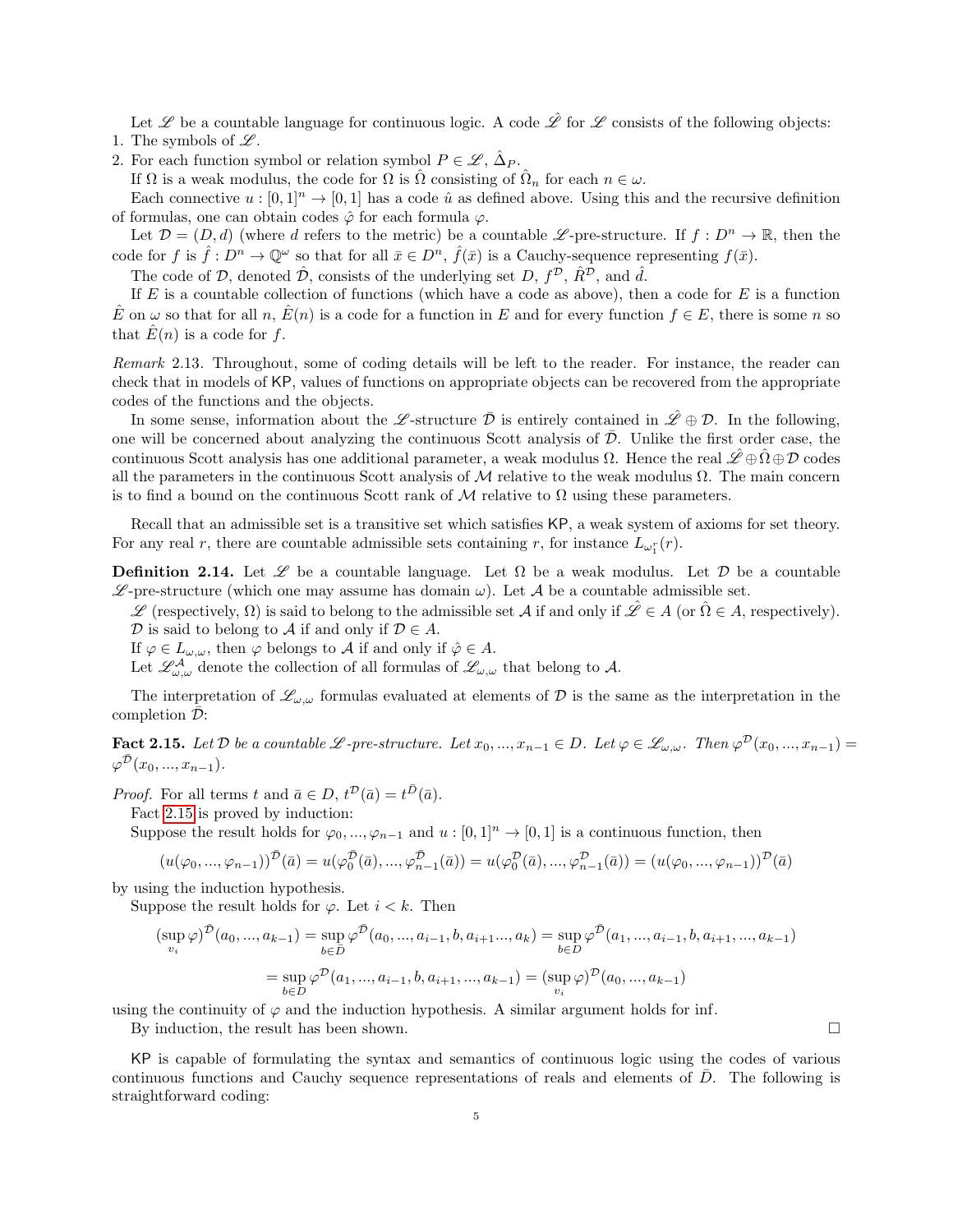Let $\mathscr{L}$ be a countable language for continuous logic. A code $\hat{\mathscr{L}}$ for $\mathscr{L}$ consists of the following objects:

1. The symbols of $\mathscr{L}$.
2. For each function symbol or relation symbol $P \in \mathscr{L}$, $\hat{\Delta}_P$.

If $\Omega$ is a weak modulus, the code for $\Omega$ is $\hat{\Omega}$ consisting of $\hat{\Omega}_n$ for each $n \in \omega$.

Each connective $u : [0,1]^n \to [0,1]$ has a code $\hat{u}$ as defined above. Using this and the recursive definition of formulas, one can obtain codes $\hat{\varphi}$ for each formula $\varphi$.

Let $\mathcal{D} = (D, d)$ (where $d$ refers to the metric) be a countable $\mathscr{L}$-pre-structure. If $f : D^n \to \mathbb{R}$, then the code for $f$ is $\hat{f} : D^n \to \mathbb{Q}^\omega$ so that for all $\bar{x} \in D^n$, $\hat{f}(\bar{x})$ is a Cauchy-sequence representing $f(\bar{x})$.

The code of $\mathcal{D}$, denoted $\hat{\mathcal{D}}$, consists of the underlying set $D$, $f^{\mathcal{D}}$, $\hat{R}^{\mathcal{D}}$, and $\hat{d}$.

If $E$ is a countable collection of functions (which have a code as above), then a code for $E$ is a function $\hat{E}$ on $\omega$ so that for all $n$, $\hat{E}(n)$ is a code for a function in $E$ and for every function $f \in E$, there is some $n$ so that $\hat{E}(n)$ is a code for $f$.

*Remark* 2.13. Throughout, some of coding details will be left to the reader. For instance, the reader can check that in models of KP, values of functions on appropriate objects can be recovered from the appropriate codes of the functions and the objects.

In some sense, information about the $\mathscr{L}$-structure $\bar{\mathcal{D}}$ is entirely contained in $\hat{\mathscr{L}} \oplus \mathcal{D}$. In the following, one will be concerned about analyzing the continuous Scott analysis of $\bar{\mathcal{D}}$. Unlike the first order case, the continuous Scott analysis has one additional parameter, a weak modulus $\Omega$. Hence the real $\hat{\mathscr{L}} \oplus \hat{\Omega} \oplus \mathcal{D}$ codes all the parameters in the continuous Scott analysis of $\mathcal{M}$ relative to the weak modulus $\Omega$. The main concern is to find a bound on the continuous Scott rank of $\mathcal{M}$ relative to $\Omega$ using these parameters.

Recall that an admissible set is a transitive set which satisfies KP, a weak system of axioms for set theory. For any real $r$, there are countable admissible sets containing $r$, for instance $L_{\omega_1^r}(r)$.

**Definition 2.14.** Let $\mathscr{L}$ be a countable language. Let $\Omega$ be a weak modulus. Let $\mathcal{D}$ be a countable $\mathscr{L}$-pre-structure (which one may assume has domain $\omega$). Let $\mathcal{A}$ be a countable admissible set.

$\mathscr{L}$ (respectively, $\Omega$) is said to belong to the admissible set $\mathcal{A}$ if and only if $\hat{\mathscr{L}} \in A$ (or $\hat{\Omega} \in A$, respectively). $\mathcal{D}$ is said to belong to $\mathcal{A}$ if and only if $\mathcal{D} \in A$.

If $\varphi \in L_{\omega,\omega}$, then $\varphi$ belongs to $\mathcal{A}$ if and only if $\hat{\varphi} \in A$.

Let $\mathscr{L}^{\mathcal{A}}_{\omega,\omega}$ denote the collection of all formulas of $\mathscr{L}_{\omega,\omega}$ that belong to $\mathcal{A}$.

The interpretation of $\mathscr{L}_{\omega,\omega}$ formulas evaluated at elements of $\mathcal{D}$ is the same as the interpretation in the completion $\bar{\mathcal{D}}$:

**Fact 2.15.** *Let $\mathcal{D}$ be a countable $\mathscr{L}$-pre-structure. Let $x_0, ..., x_{n-1} \in D$. Let $\varphi \in \mathscr{L}_{\omega,\omega}$. Then $\varphi^{\mathcal{D}}(x_0, ..., x_{n-1}) = \varphi^{\bar{\mathcal{D}}}(x_0, ..., x_{n-1})$.*

*Proof.* For all terms $t$ and $\bar{a} \in D$, $t^{\mathcal{D}}(\bar{a}) = t^{\bar{D}}(\bar{a})$.

Fact 2.15 is proved by induction:

Suppose the result holds for $\varphi_0, ..., \varphi_{n-1}$ and $u : [0,1]^n \to [0,1]$ is a continuous function, then

$$(u(\varphi_0, ..., \varphi_{n-1}))^{\bar{\mathcal{D}}}(\bar{a}) = u(\varphi_0^{\bar{\mathcal{D}}}(\bar{a}), ..., \varphi_{n-1}^{\bar{\mathcal{D}}}(\bar{a})) = u(\varphi_0^{\mathcal{D}}(\bar{a}), ..., \varphi_{n-1}^{\mathcal{D}}(\bar{a})) = (u(\varphi_0, ..., \varphi_{n-1}))^{\mathcal{D}}(\bar{a})$$

by using the induction hypothesis.

Suppose the result holds for $\varphi$. Let $i < k$. Then

$$(\sup_{v_i} \varphi)^{\bar{\mathcal{D}}}(a_0, ..., a_{k-1}) = \sup_{b \in \bar{D}} \varphi^{\bar{\mathcal{D}}}(a_0, ..., a_{i-1}, b, a_{i+1} ..., a_k) = \sup_{b \in D} \varphi^{\bar{\mathcal{D}}}(a_1, ..., a_{i-1}, b, a_{i+1}, ..., a_{k-1})$$

$$= \sup_{b \in D} \varphi^{\mathcal{D}}(a_1, ..., a_{i-1}, b, a_{i+1}, ..., a_{k-1}) = (\sup_{v_i} \varphi)^{\mathcal{D}}(a_0, ..., a_{k-1})$$

using the continuity of $\varphi$ and the induction hypothesis. A similar argument holds for inf.

By induction, the result has been shown. $\square$

KP is capable of formulating the syntax and semantics of continuous logic using the codes of various continuous functions and Cauchy sequence representations of reals and elements of $\bar{D}$. The following is straightforward coding: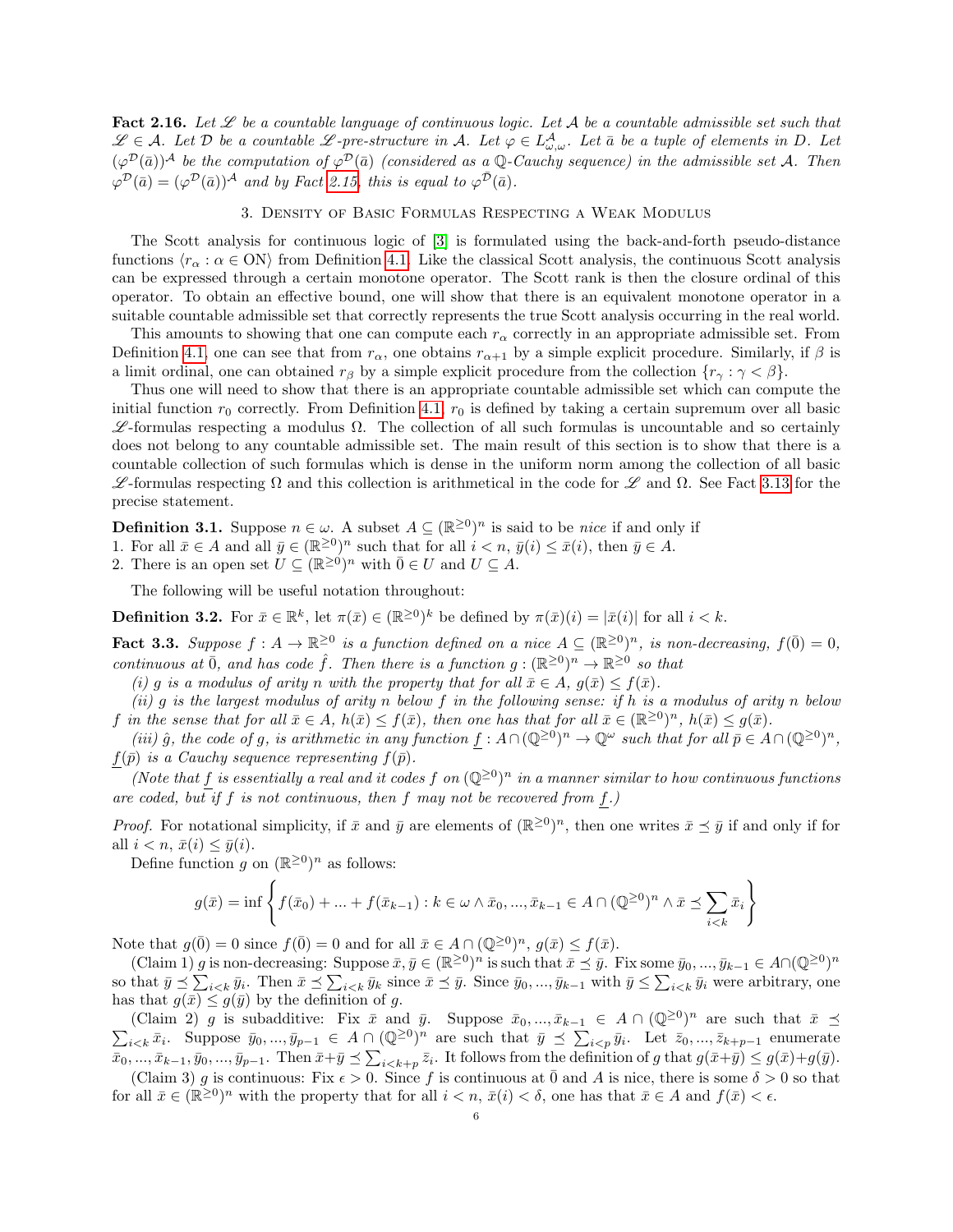**Fact 2.16.** *Let $\mathscr{L}$ be a countable language of continuous logic. Let $\mathcal{A}$ be a countable admissible set such that $\mathscr{L} \in \mathcal{A}$. Let $\mathcal{D}$ be a countable $\mathscr{L}$-pre-structure in $\mathcal{A}$. Let $\varphi \in L^{\mathcal{A}}_{\omega,\omega}$. Let $\bar{a}$ be a tuple of elements in $D$. Let $(\varphi^{\mathcal{D}}(\bar{a}))^{\mathcal{A}}$ be the computation of $\varphi^{\mathcal{D}}(\bar{a})$ (considered as a $\mathbb{Q}$-Cauchy sequence) in the admissible set $\mathcal{A}$. Then $\varphi^{\mathcal{D}}(\bar{a}) = (\varphi^{\mathcal{D}}(\bar{a}))^{\mathcal{A}}$ and by Fact 2.15, this is equal to $\varphi^{\bar{\mathcal{D}}}(\bar{a})$.*

## 3. Density of Basic Formulas Respecting a Weak Modulus

The Scott analysis for continuous logic of [3] is formulated using the back-and-forth pseudo-distance functions $\langle r_\alpha : \alpha \in \text{ON}\rangle$ from Definition 4.1. Like the classical Scott analysis, the continuous Scott analysis can be expressed through a certain monotone operator. The Scott rank is then the closure ordinal of this operator. To obtain an effective bound, one will show that there is an equivalent monotone operator in a suitable countable admissible set that correctly represents the true Scott analysis occurring in the real world.

This amounts to showing that one can compute each $r_\alpha$ correctly in an appropriate admissible set. From Definition 4.1, one can see that from $r_\alpha$, one obtains $r_{\alpha+1}$ by a simple explicit procedure. Similarly, if $\beta$ is a limit ordinal, one can obtained $r_\beta$ by a simple explicit procedure from the collection $\{r_\gamma : \gamma < \beta\}$.

Thus one will need to show that there is an appropriate countable admissible set which can compute the initial function $r_0$ correctly. From Definition 4.1, $r_0$ is defined by taking a certain supremum over all basic $\mathscr{L}$-formulas respecting a modulus $\Omega$. The collection of all such formulas is uncountable and so certainly does not belong to any countable admissible set. The main result of this section is to show that there is a countable collection of such formulas which is dense in the uniform norm among the collection of all basic $\mathscr{L}$-formulas respecting $\Omega$ and this collection is arithmetical in the code for $\mathscr{L}$ and $\Omega$. See Fact 3.13 for the precise statement.

**Definition 3.1.** Suppose $n \in \omega$. A subset $A \subseteq (\mathbb{R}^{\geq 0})^n$ is said to be *nice* if and only if

1. For all $\bar{x} \in A$ and all $\bar{y} \in (\mathbb{R}^{\geq 0})^n$ such that for all $i < n$, $\bar{y}(i) \leq \bar{x}(i)$, then $\bar{y} \in A$.
2. There is an open set $U \subseteq (\mathbb{R}^{\geq 0})^n$ with $\bar{0} \in U$ and $U \subseteq A$.

The following will be useful notation throughout:

**Definition 3.2.** For $\bar{x} \in \mathbb{R}^k$, let $\pi(\bar{x}) \in (\mathbb{R}^{\geq 0})^k$ be defined by $\pi(\bar{x})(i) = |\bar{x}(i)|$ for all $i < k$.

**Fact 3.3.** *Suppose $f : A \to \mathbb{R}^{\geq 0}$ is a function defined on a nice $A \subseteq (\mathbb{R}^{\geq 0})^n$, is non-decreasing, $f(\bar{0}) = 0$, continuous at $\bar{0}$, and has code $\hat{f}$. Then there is a function $g : (\mathbb{R}^{\geq 0})^n \to \mathbb{R}^{\geq 0}$ so that*

*(i) $g$ is a modulus of arity $n$ with the property that for all $\bar{x} \in A$, $g(\bar{x}) \leq f(\bar{x})$.*

*(ii) $g$ is the largest modulus of arity $n$ below $f$ in the following sense: if $h$ is a modulus of arity $n$ below $f$ in the sense that for all $\bar{x} \in A$, $h(\bar{x}) \leq f(\bar{x})$, then one has that for all $\bar{x} \in (\mathbb{R}^{\geq 0})^n$, $h(\bar{x}) \leq g(\bar{x})$.*

*(iii) $\hat{g}$, the code of $g$, is arithmetic in any function $\underline{f} : A \cap (\mathbb{Q}^{\geq 0})^n \to \mathbb{Q}^\omega$ such that for all $\bar{p} \in A \cap (\mathbb{Q}^{\geq 0})^n$, $\underline{f}(\bar{p})$ is a Cauchy sequence representing $f(\bar{p})$.*

*(Note that $\underline{f}$ is essentially a real and it codes $f$ on $(\mathbb{Q}^{\geq 0})^n$ in a manner similar to how continuous functions are coded, but if $f$ is not continuous, then $f$ may not be recovered from $\underline{f}$.)*

*Proof.* For notational simplicity, if $\bar{x}$ and $\bar{y}$ are elements of $(\mathbb{R}^{\geq 0})^n$, then one writes $\bar{x} \preceq \bar{y}$ if and only if for all $i < n$, $\bar{x}(i) \leq \bar{y}(i)$.

Define function $g$ on $(\mathbb{R}^{\geq 0})^n$ as follows:

$$g(\bar{x}) = \inf\left\{ f(\bar{x}_0) + ... + f(\bar{x}_{k-1}) : k \in \omega \wedge \bar{x}_0, ..., \bar{x}_{k-1} \in A \cap (\mathbb{Q}^{\geq 0})^n \wedge \bar{x} \preceq \sum_{i<k} \bar{x}_i \right\}$$

Note that $g(\bar{0}) = 0$ since $f(\bar{0}) = 0$ and for all $\bar{x} \in A \cap (\mathbb{Q}^{\geq 0})^n$, $g(\bar{x}) \leq f(\bar{x})$.

(Claim 1) $g$ is non-decreasing: Suppose $\bar{x}, \bar{y} \in (\mathbb{R}^{\geq 0})^n$ is such that $\bar{x} \preceq \bar{y}$. Fix some $\bar{y}_0, ..., \bar{y}_{k-1} \in A \cap (\mathbb{Q}^{\geq 0})^n$ so that $\bar{y} \preceq \sum_{i<k} \bar{y}_i$. Then $\bar{x} \preceq \sum_{i<k} \bar{y}_k$ since $\bar{x} \preceq \bar{y}$. Since $\bar{y}_0, ..., \bar{y}_{k-1}$ with $\bar{y} \leq \sum_{i<k} \bar{y}_i$ were arbitrary, one has that $g(\bar{x}) \leq g(\bar{y})$ by the definition of $g$.

(Claim 2) $g$ is subadditive: Fix $\bar{x}$ and $\bar{y}$. Suppose $\bar{x}_0, ..., \bar{x}_{k-1} \in A \cap (\mathbb{Q}^{\geq 0})^n$ are such that $\bar{x} \preceq \sum_{i<k} \bar{x}_i$. Suppose $\bar{y}_0, ..., \bar{y}_{p-1} \in A \cap (\mathbb{Q}^{\geq 0})^n$ are such that $\bar{y} \preceq \sum_{i<p} \bar{y}_i$. Let $\bar{z}_0, ..., \bar{z}_{k+p-1}$ enumerate $\bar{x}_0, ..., \bar{x}_{k-1}, \bar{y}_0, ..., \bar{y}_{p-1}$. Then $\bar{x}+\bar{y} \preceq \sum_{i<k+p} \bar{z}_i$. It follows from the definition of $g$ that $g(\bar{x}+\bar{y}) \leq g(\bar{x})+g(\bar{y})$.

(Claim 3) $g$ is continuous: Fix $\epsilon > 0$. Since $f$ is continuous at $\bar{0}$ and $A$ is nice, there is some $\delta > 0$ so that for all $\bar{x} \in (\mathbb{R}^{\geq 0})^n$ with the property that for all $i < n$, $\bar{x}(i) < \delta$, one has that $\bar{x} \in A$ and $f(\bar{x}) < \epsilon$.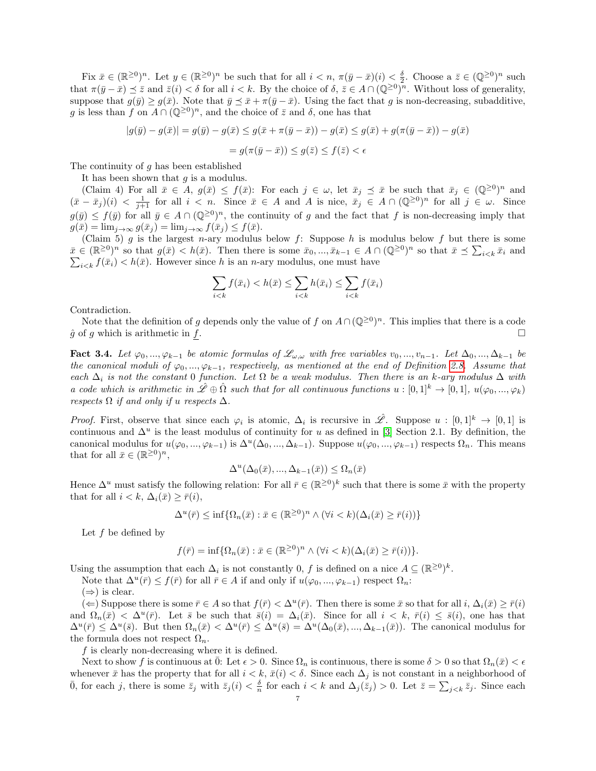Fix $\bar{x} \in (\mathbb{R}^{\geq 0})^n$. Let $y \in (\mathbb{R}^{\geq 0})^n$ be such that for all $i < n$, $\pi(\bar{y} - \bar{x})(i) < \frac{\delta}{2}$. Choose a $\bar{z} \in (\mathbb{Q}^{\geq 0})^n$ such that $\pi(\bar{y} - \bar{x}) \preceq \bar{z}$ and $\bar{z}(i) < \delta$ for all $i < k$. By the choice of $\delta$, $\bar{z} \in A \cap (\mathbb{Q}^{\geq 0})^n$. Without loss of generality, suppose that $g(\bar{y}) \geq g(\bar{x})$. Note that $\bar{y} \preceq \bar{x} + \pi(\bar{y} - \bar{x})$. Using the fact that $g$ is non-decreasing, subadditive, $g$ is less than $f$ on $A \cap (\mathbb{Q}^{\geq 0})^n$, and the choice of $\bar{z}$ and $\delta$, one has that

$$|g(\bar{y}) - g(\bar{x})| = g(\bar{y}) - g(\bar{x}) \leq g(\bar{x} + \pi(\bar{y} - \bar{x})) - g(\bar{x}) \leq g(\bar{x}) + g(\pi(\bar{y} - \bar{x})) - g(\bar{x})$$

$$= g(\pi(\bar{y} - \bar{x})) \leq g(\bar{z}) \leq f(\bar{z}) < \epsilon$$

The continuity of $g$ has been established

It has been shown that $g$ is a modulus.

(Claim 4) For all $\bar{x} \in A$, $g(\bar{x}) \leq f(\bar{x})$: For each $j \in \omega$, let $\bar{x}_j \preceq \bar{x}$ be such that $\bar{x}_j \in (\mathbb{Q}^{\geq 0})^n$ and $(\bar{x} - \bar{x}_j)(i) < \frac{1}{j+1}$ for all $i < n$. Since $\bar{x} \in A$ and $A$ is nice, $\bar{x}_j \in A \cap (\mathbb{Q}^{\geq 0})^n$ for all $j \in \omega$. Since $g(\bar{y}) \leq f(\bar{y})$ for all $\bar{y} \in A \cap (\mathbb{Q}^{\geq 0})^n$, the continuity of $g$ and the fact that $f$ is non-decreasing imply that $g(\bar{x}) = \lim_{j \to \infty} g(\bar{x}_j) = \lim_{j \to \infty} f(\bar{x}_j) \leq f(\bar{x})$.

(Claim 5) $g$ is the largest $n$-ary modulus below $f$: Suppose $h$ is modulus below $f$ but there is some $\bar{x} \in (\mathbb{R}^{\geq 0})^n$ so that $g(\bar{x}) < h(\bar{x})$. Then there is some $\bar{x}_0, ..., \bar{x}_{k-1} \in A \cap (\mathbb{Q}^{\geq 0})^n$ so that $\bar{x} \preceq \sum_{i<k} \bar{x}_i$ and $\sum_{i<k} f(\bar{x}_i) < h(\bar{x})$. However since $h$ is an $n$-ary modulus, one must have

$$\sum_{i<k} f(\bar{x}_i) < h(\bar{x}) \leq \sum_{i<k} h(\bar{x}_i) \leq \sum_{i<k} f(\bar{x}_i)$$

Contradiction.

Note that the definition of $g$ depends only the value of $f$ on $A \cap (\mathbb{Q}^{\geq 0})^n$. This implies that there is a code $\hat{g}$ of $g$ which is arithmetic in $\underline{f}$. $\square$

**Fact 3.4.** *Let $\varphi_0, ..., \varphi_{k-1}$ be atomic formulas of $\mathscr{L}_{\omega,\omega}$ with free variables $v_0, ..., v_{n-1}$. Let $\Delta_0, ..., \Delta_{k-1}$ be the canonical moduli of $\varphi_0, ..., \varphi_{k-1}$, respectively, as mentioned at the end of Definition 2.8. Assume that each $\Delta_i$ is not the constant 0 function. Let $\Omega$ be a weak modulus. Then there is an $k$-ary modulus $\Delta$ with a code which is arithmetic in $\hat{\mathscr{L}} \oplus \hat{\Omega}$ such that for all continuous functions $u : [0,1]^k \to [0,1]$, $u(\varphi_0, ..., \varphi_k)$ respects $\Omega$ if and only if $u$ respects $\Delta$.*

*Proof.* First, observe that since each $\varphi_i$ is atomic, $\Delta_i$ is recursive in $\hat{\mathscr{L}}$. Suppose $u : [0,1]^k \to [0,1]$ is continuous and $\Delta^u$ is the least modulus of continuity for $u$ as defined in [3] Section 2.1. By definition, the canonical modulus for $u(\varphi_0, ..., \varphi_{k-1})$ is $\Delta^u(\Delta_0, ..., \Delta_{k-1})$. Suppose $u(\varphi_0, ..., \varphi_{k-1})$ respects $\Omega_n$. This means that for all $\bar{x} \in (\mathbb{R}^{\geq 0})^n$,

$$\Delta^u(\Delta_0(\bar{x}), ..., \Delta_{k-1}(\bar{x})) \leq \Omega_n(\bar{x})$$

Hence $\Delta^u$ must satisfy the following relation: For all $\bar{r} \in (\mathbb{R}^{\geq 0})^k$ such that there is some $\bar{x}$ with the property that for all $i < k$, $\Delta_i(\bar{x}) \geq \bar{r}(i)$,

$$\Delta^u(\bar{r}) \leq \inf\{\Omega_n(\bar{x}) : \bar{x} \in (\mathbb{R}^{\geq 0})^n \wedge (\forall i < k)(\Delta_i(\bar{x}) \geq \bar{r}(i))\}$$

Let $f$ be defined by

$$f(\bar{r}) = \inf\{\Omega_n(\bar{x}) : \bar{x} \in (\mathbb{R}^{\geq 0})^n \wedge (\forall i < k)(\Delta_i(\bar{x}) \geq \bar{r}(i))\}.$$

Using the assumption that each $\Delta_i$ is not constantly 0, $f$ is defined on a nice $A \subseteq (\mathbb{R}^{\geq 0})^k$.

Note that $\Delta^u(\bar{r}) \leq f(\bar{r})$ for all $\bar{r} \in A$ if and only if $u(\varphi_0, ..., \varphi_{k-1})$ respect $\Omega_n$:

($\Rightarrow$) is clear.

($\Leftarrow$) Suppose there is some $\bar{r} \in A$ so that $f(\bar{r}) < \Delta^u(\bar{r})$. Then there is some $\bar{x}$ so that for all $i$, $\Delta_i(\bar{x}) \geq \bar{r}(i)$ and $\Omega_n(\bar{x}) < \Delta^u(\bar{r})$. Let $\bar{s}$ be such that $\bar{s}(i) = \Delta_i(\bar{x})$. Since for all $i < k$, $\bar{r}(i) \leq \bar{s}(i)$, one has that $\Delta^u(\bar{r}) \leq \Delta^u(\bar{s})$. But then $\Omega_n(\bar{x}) < \Delta^u(\bar{r}) \leq \Delta^u(\bar{s}) = \Delta^u(\Delta_0(\bar{x}), ..., \Delta_{k-1}(\bar{x}))$. The canonical modulus for the formula does not respect $\Omega_n$.

$f$ is clearly non-decreasing where it is defined.

Next to show $f$ is continuous at $\bar{0}$: Let $\epsilon > 0$. Since $\Omega_n$ is continuous, there is some $\delta > 0$ so that $\Omega_n(\bar{x}) < \epsilon$ whenever $\bar{x}$ has the property that for all $i < k$, $\bar{x}(i) < \delta$. Since each $\Delta_j$ is not constant in a neighborhood of $\bar{0}$, for each $j$, there is some $\bar{z}_j$ with $\bar{z}_j(i) < \frac{\delta}{n}$ for each $i < k$ and $\Delta_j(\bar{z}_j) > 0$. Let $\bar{z} = \sum_{j<k} \bar{z}_j$. Since each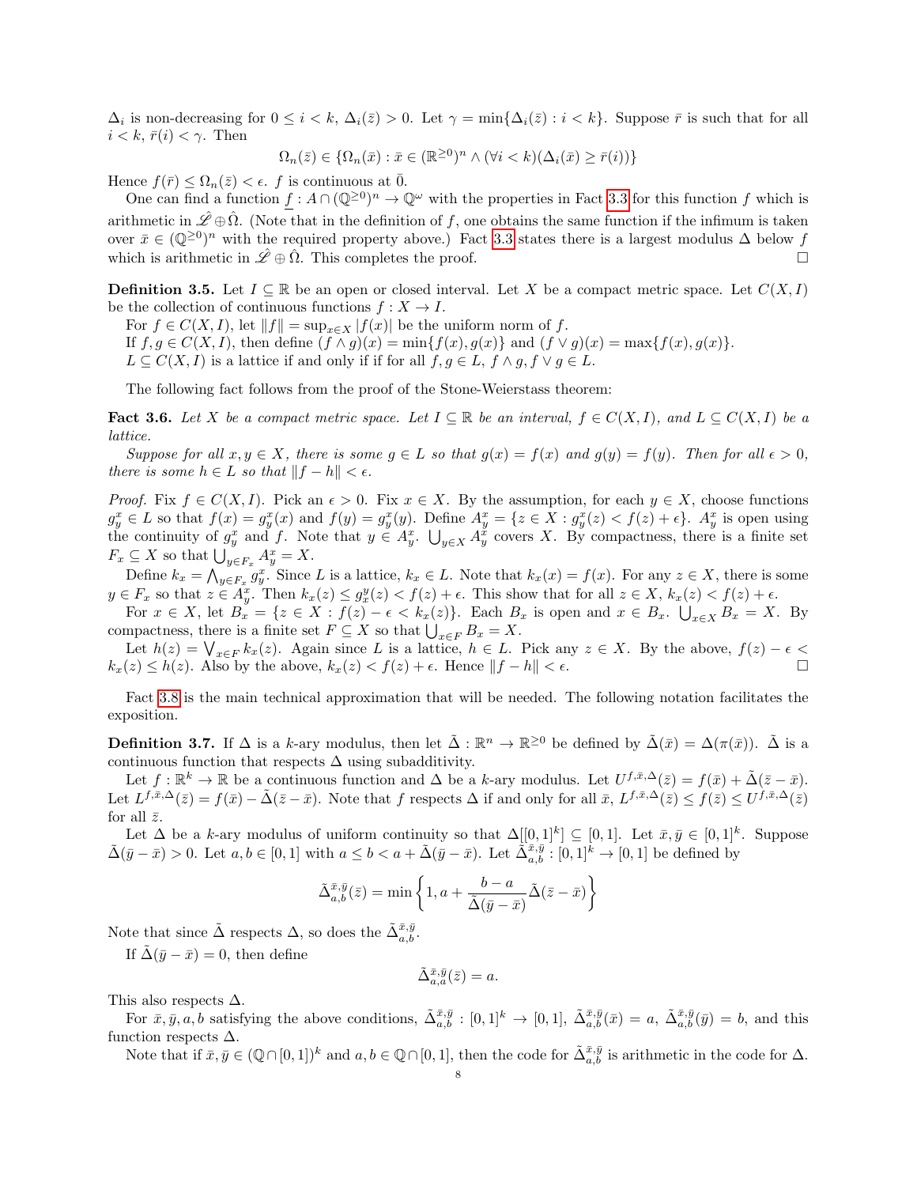$\Delta_i$ is non-decreasing for $0 \leq i < k$, $\Delta_i(\bar{z}) > 0$. Let $\gamma = \min\{\Delta_i(\bar{z}) : i < k\}$. Suppose $\bar{r}$ is such that for all $i < k$, $\bar{r}(i) < \gamma$. Then

$$\Omega_n(\bar{z}) \in \{\Omega_n(\bar{x}) : \bar{x} \in (\mathbb{R}^{\geq 0})^n \wedge (\forall i < k)(\Delta_i(\bar{x}) \geq \bar{r}(i))\}$$

Hence $f(\bar{r}) \leq \Omega_n(\bar{z}) < \epsilon$. $f$ is continuous at $\bar{0}$.

One can find a function $\underline{f} : A \cap (\mathbb{Q}^{\geq 0})^n \to \mathbb{Q}^\omega$ with the properties in Fact 3.3 for this function $f$ which is arithmetic in $\hat{\mathscr{L}} \oplus \hat{\Omega}$. (Note that in the definition of $f$, one obtains the same function if the infimum is taken over $\bar{x} \in (\mathbb{Q}^{\geq 0})^n$ with the required property above.) Fact 3.3 states there is a largest modulus $\Delta$ below $f$ which is arithmetic in $\hat{\mathscr{L}} \oplus \hat{\Omega}$. This completes the proof. $\square$

**Definition 3.5.** Let $I \subseteq \mathbb{R}$ be an open or closed interval. Let $X$ be a compact metric space. Let $C(X, I)$ be the collection of continuous functions $f : X \to I$.

For $f \in C(X, I)$, let $\|f\| = \sup_{x \in X} |f(x)|$ be the uniform norm of $f$.

If $f, g \in C(X, I)$, then define $(f \wedge g)(x) = \min\{f(x), g(x)\}$ and $(f \vee g)(x) = \max\{f(x), g(x)\}$.

$L \subseteq C(X, I)$ is a lattice if and only if for all $f, g \in L$, $f \wedge g, f \vee g \in L$.

The following fact follows from the proof of the Stone-Weierstass theorem:

**Fact 3.6.** *Let $X$ be a compact metric space. Let $I \subseteq \mathbb{R}$ be an interval, $f \in C(X, I)$, and $L \subseteq C(X, I)$ be a lattice.*

*Suppose for all $x, y \in X$, there is some $g \in L$ so that $g(x) = f(x)$ and $g(y) = f(y)$. Then for all $\epsilon > 0$, there is some $h \in L$ so that $\|f - h\| < \epsilon$.*

*Proof.* Fix $f \in C(X, I)$. Pick an $\epsilon > 0$. Fix $x \in X$. By the assumption, for each $y \in X$, choose functions $g_y^x \in L$ so that $f(x) = g_y^x(x)$ and $f(y) = g_y^x(y)$. Define $A_y^x = \{z \in X : g_y^x(z) < f(z) + \epsilon\}$. $A_y^x$ is open using the continuity of $g_y^x$ and $f$. Note that $y \in A_y^x$. $\bigcup_{y \in X} A_y^x$ covers $X$. By compactness, there is a finite set $F_x \subseteq X$ so that $\bigcup_{y \in F_x} A_y^x = X$.

Define $k_x = \bigwedge_{y \in F_x} g_y^x$. Since $L$ is a lattice, $k_x \in L$. Note that $k_x(x) = f(x)$. For any $z \in X$, there is some $y \in F_x$ so that $z \in A_y^x$. Then $k_x(z) \leq g_x^y(z) < f(z) + \epsilon$. This show that for all $z \in X$, $k_x(z) < f(z) + \epsilon$.

For $x \in X$, let $B_x = \{z \in X : f(z) - \epsilon < k_x(z)\}$. Each $B_x$ is open and $x \in B_x$. $\bigcup_{x \in X} B_x = X$. By compactness, there is a finite set $F \subseteq X$ so that $\bigcup_{x \in F} B_x = X$.

Let $h(z) = \bigvee_{x \in F} k_x(z)$. Again since $L$ is a lattice, $h \in L$. Pick any $z \in X$. By the above, $f(z) - \epsilon < k_x(z) \leq h(z)$. Also by the above, $k_x(z) < f(z) + \epsilon$. Hence $\|f - h\| < \epsilon$. $\square$

Fact 3.8 is the main technical approximation that will be needed. The following notation facilitates the exposition.

**Definition 3.7.** If $\Delta$ is a $k$-ary modulus, then let $\tilde{\Delta} : \mathbb{R}^n \to \mathbb{R}^{\geq 0}$ be defined by $\tilde{\Delta}(\bar{x}) = \Delta(\pi(\bar{x}))$. $\tilde{\Delta}$ is a continuous function that respects $\Delta$ using subadditivity.

Let $f : \mathbb{R}^k \to \mathbb{R}$ be a continuous function and $\Delta$ be a $k$-ary modulus. Let $U^{f,\bar{x},\Delta}(\bar{z}) = f(\bar{x}) + \tilde{\Delta}(\bar{z} - \bar{x})$. Let $L^{f,\bar{x},\Delta}(\bar{z}) = f(\bar{x}) - \tilde{\Delta}(\bar{z} - \bar{x})$. Note that $f$ respects $\Delta$ if and only for all $\bar{x}$, $L^{f,\bar{x},\Delta}(\bar{z}) \leq f(\bar{z}) \leq U^{f,\bar{x},\Delta}(\bar{z})$ for all $\bar{z}$.

Let $\Delta$ be a $k$-ary modulus of uniform continuity so that $\Delta[[0,1]^k] \subseteq [0,1]$. Let $\bar{x}, \bar{y} \in [0,1]^k$. Suppose $\tilde{\Delta}(\bar{y} - \bar{x}) > 0$. Let $a, b \in [0,1]$ with $a \leq b < a + \tilde{\Delta}(\bar{y} - \bar{x})$. Let $\tilde{\Delta}_{a,b}^{\bar{x},\bar{y}} : [0,1]^k \to [0,1]$ be defined by

$$\tilde{\Delta}_{a,b}^{\bar{x},\bar{y}}(\bar{z}) = \min\left\{1, a + \frac{b-a}{\tilde{\Delta}(\bar{y} - \bar{x})} \tilde{\Delta}(\bar{z} - \bar{x})\right\}$$

Note that since $\tilde{\Delta}$ respects $\Delta$, so does the $\tilde{\Delta}_{a,b}^{\bar{x},\bar{y}}$.

If $\tilde{\Delta}(\bar{y} - \bar{x}) = 0$, then define

$$\tilde{\Delta}_{a,a}^{\bar{x},\bar{y}}(\bar{z}) = a.$$

This also respects $\Delta$.

For $\bar{x}, \bar{y}, a, b$ satisfying the above conditions, $\tilde{\Delta}_{a,b}^{\bar{x},\bar{y}} : [0,1]^k \to [0,1]$, $\tilde{\Delta}_{a,b}^{\bar{x},\bar{y}}(\bar{x}) = a$, $\tilde{\Delta}_{a,b}^{\bar{x},\bar{y}}(\bar{y}) = b$, and this function respects $\Delta$.

Note that if $\bar{x}, \bar{y} \in (\mathbb{Q} \cap [0,1])^k$ and $a, b \in \mathbb{Q} \cap [0,1]$, then the code for $\tilde{\Delta}_{a,b}^{\bar{x},\bar{y}}$ is arithmetic in the code for $\Delta$.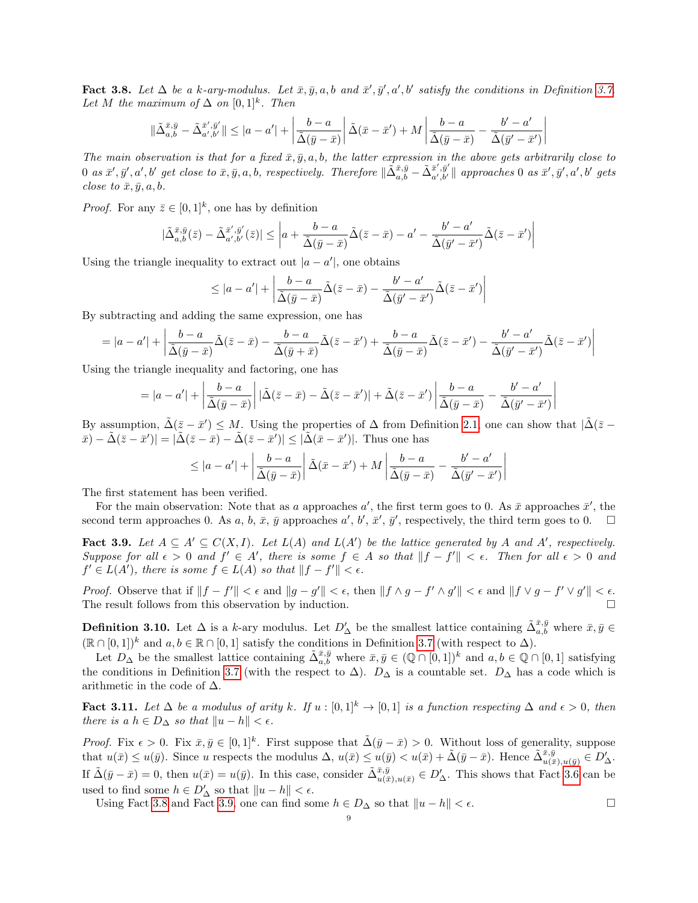**Fact 3.8.** *Let $\Delta$ be a k-ary-modulus. Let $\bar{x}, \bar{y}, a, b$ and $\bar{x}', \bar{y}', a', b'$ satisfy the conditions in Definition 3.7. Let $M$ the maximum of $\Delta$ on $[0,1]^k$. Then*

$$\|\tilde{\Delta}^{\bar{x},\bar{y}}_{a,b} - \tilde{\Delta}^{\bar{x}',\bar{y}'}_{a',b'}\| \leq |a - a'| + \left|\frac{b-a}{\tilde{\Delta}(\bar{y}-\bar{x})}\right| \tilde{\Delta}(\bar{x}-\bar{x}') + M\left|\frac{b-a}{\tilde{\Delta}(\bar{y}-\bar{x})} - \frac{b'-a'}{\tilde{\Delta}(\bar{y}'-\bar{x}')}\right|$$

*The main observation is that for a fixed $\bar{x}, \bar{y}, a, b$, the latter expression in the above gets arbitrarily close to $0$ as $\bar{x}', \bar{y}', a', b'$ get close to $\bar{x}, \bar{y}, a, b$, respectively. Therefore $\|\tilde{\Delta}^{\bar{x},\bar{y}}_{a,b} - \tilde{\Delta}^{\bar{x}',\bar{y}'}_{a',b'}\|$ approaches $0$ as $\bar{x}', \bar{y}', a', b'$ gets close to $\bar{x}, \bar{y}, a, b$.*

*Proof.* For any $\bar{z} \in [0,1]^k$, one has by definition

$$|\tilde{\Delta}^{\bar{x},\bar{y}}_{a,b}(\bar{z}) - \tilde{\Delta}^{\bar{x}',\bar{y}'}_{a',b'}(\bar{z})| \leq \left|a + \frac{b-a}{\tilde{\Delta}(\bar{y}-\bar{x})}\tilde{\Delta}(\bar{z}-\bar{x}) - a' - \frac{b'-a'}{\tilde{\Delta}(\bar{y}'-\bar{x}')}\tilde{\Delta}(\bar{z}-\bar{x}')\right|$$

Using the triangle inequality to extract out $|a - a'|$, one obtains

$$\leq |a-a'| + \left|\frac{b-a}{\tilde{\Delta}(\bar{y}-\bar{x})}\tilde{\Delta}(\bar{z}-\bar{x}) - \frac{b'-a'}{\tilde{\Delta}(\bar{y}'-\bar{x}')}\tilde{\Delta}(\bar{z}-\bar{x}')\right|$$

By subtracting and adding the same expression, one has

$$= |a-a'| + \left|\frac{b-a}{\tilde{\Delta}(\bar{y}-\bar{x})}\tilde{\Delta}(\bar{z}-\bar{x}) - \frac{b-a}{\tilde{\Delta}(\bar{y}+\bar{x})}\tilde{\Delta}(\bar{z}-\bar{x}') + \frac{b-a}{\tilde{\Delta}(\bar{y}-\bar{x})}\tilde{\Delta}(\bar{z}-\bar{x}') - \frac{b'-a'}{\tilde{\Delta}(\bar{y}'-\bar{x}')}\tilde{\Delta}(\bar{z}-\bar{x}')\right|$$

Using the triangle inequality and factoring, one has

$$= |a-a'| + \left|\frac{b-a}{\tilde{\Delta}(\bar{y}-\bar{x})}\right| |\tilde{\Delta}(\bar{z}-\bar{x}) - \tilde{\Delta}(\bar{z}-\bar{x}')| + \tilde{\Delta}(\bar{z}-\bar{x}')\left|\frac{b-a}{\tilde{\Delta}(\bar{y}-\bar{x})} - \frac{b'-a'}{\tilde{\Delta}(\bar{y}'-\bar{x}')}\right|$$

By assumption, $\tilde{\Delta}(\bar{z}-\bar{x}') \leq M$. Using the properties of $\Delta$ from Definition 2.1, one can show that $|\tilde{\Delta}(\bar{z} - \bar{x}) - \tilde{\Delta}(\bar{z}-\bar{x}')| = |\tilde{\Delta}(\bar{z}-\bar{x}) - \tilde{\Delta}(\bar{z}-\bar{x}')| \leq |\tilde{\Delta}(\bar{x}-\bar{x}')|$. Thus one has

$$\leq |a-a'| + \left|\frac{b-a}{\tilde{\Delta}(\bar{y}-\bar{x})}\right| \tilde{\Delta}(\bar{x}-\bar{x}') + M\left|\frac{b-a}{\tilde{\Delta}(\bar{y}-\bar{x})} - \frac{b'-a'}{\tilde{\Delta}(\bar{y}'-\bar{x}')}\right|$$

The first statement has been verified.

For the main observation: Note that as $a$ approaches $a'$, the first term goes to 0. As $\bar{x}$ approaches $\bar{x}'$, the second term approaches 0. As $a$, $b$, $\bar{x}$, $\bar{y}$ approaches $a'$, $b'$, $\bar{x}'$, $\bar{y}'$, respectively, the third term goes to 0. $\square$

**Fact 3.9.** *Let $A \subseteq A' \subseteq C(X, I)$. Let $L(A)$ and $L(A')$ be the lattice generated by $A$ and $A'$, respectively. Suppose for all $\epsilon > 0$ and $f' \in A'$, there is some $f \in A$ so that $\|f - f'\| < \epsilon$. Then for all $\epsilon > 0$ and $f' \in L(A')$, there is some $f \in L(A)$ so that $\|f - f'\| < \epsilon$.*

*Proof.* Observe that if $\|f - f'\| < \epsilon$ and $\|g - g'\| < \epsilon$, then $\|f \wedge g - f' \wedge g'\| < \epsilon$ and $\|f \vee g - f' \vee g'\| < \epsilon$. The result follows from this observation by induction. $\square$

**Definition 3.10.** Let $\Delta$ is a $k$-ary modulus. Let $D'_\Delta$ be the smallest lattice containing $\tilde{\Delta}^{\bar{x},\bar{y}}_{a,b}$ where $\bar{x}, \bar{y} \in (\mathbb{R} \cap [0,1])^k$ and $a, b \in \mathbb{R} \cap [0,1]$ satisfy the conditions in Definition 3.7 (with respect to $\Delta$).

Let $D_\Delta$ be the smallest lattice containing $\tilde{\Delta}^{\bar{x},\bar{y}}_{a,b}$ where $\bar{x}, \bar{y} \in (\mathbb{Q} \cap [0,1])^k$ and $a, b \in \mathbb{Q} \cap [0,1]$ satisfying the conditions in Definition 3.7 (with the respect to $\Delta$). $D_\Delta$ is a countable set. $D_\Delta$ has a code which is arithmetic in the code of $\Delta$.

**Fact 3.11.** *Let $\Delta$ be a modulus of arity $k$. If $u : [0,1]^k \to [0,1]$ is a function respecting $\Delta$ and $\epsilon > 0$, then there is a $h \in D_\Delta$ so that $\|u - h\| < \epsilon$.*

*Proof.* Fix $\epsilon > 0$. Fix $\bar{x}, \bar{y} \in [0,1]^k$. First suppose that $\tilde{\Delta}(\bar{y} - \bar{x}) > 0$. Without loss of generality, suppose that $u(\bar{x}) \leq u(\bar{y})$. Since $u$ respects the modulus $\Delta$, $u(\bar{x}) \leq u(\bar{y}) < u(\bar{x}) + \tilde{\Delta}(\bar{y} - \bar{x})$. Hence $\tilde{\Delta}^{\bar{x},\bar{y}}_{u(\bar{x}),u(\bar{y})} \in D'_\Delta$. If $\tilde{\Delta}(\bar{y} - \bar{x}) = 0$, then $u(\bar{x}) = u(\bar{y})$. In this case, consider $\tilde{\Delta}^{\bar{x},\bar{y}}_{u(\bar{x}),u(\bar{x})} \in D'_\Delta$. This shows that Fact 3.6 can be used to find some $h \in D'_\Delta$ so that $\|u - h\| < \epsilon$.

Using Fact 3.8 and Fact 3.9, one can find some $h \in D_\Delta$ so that $\|u - h\| < \epsilon$. $\square$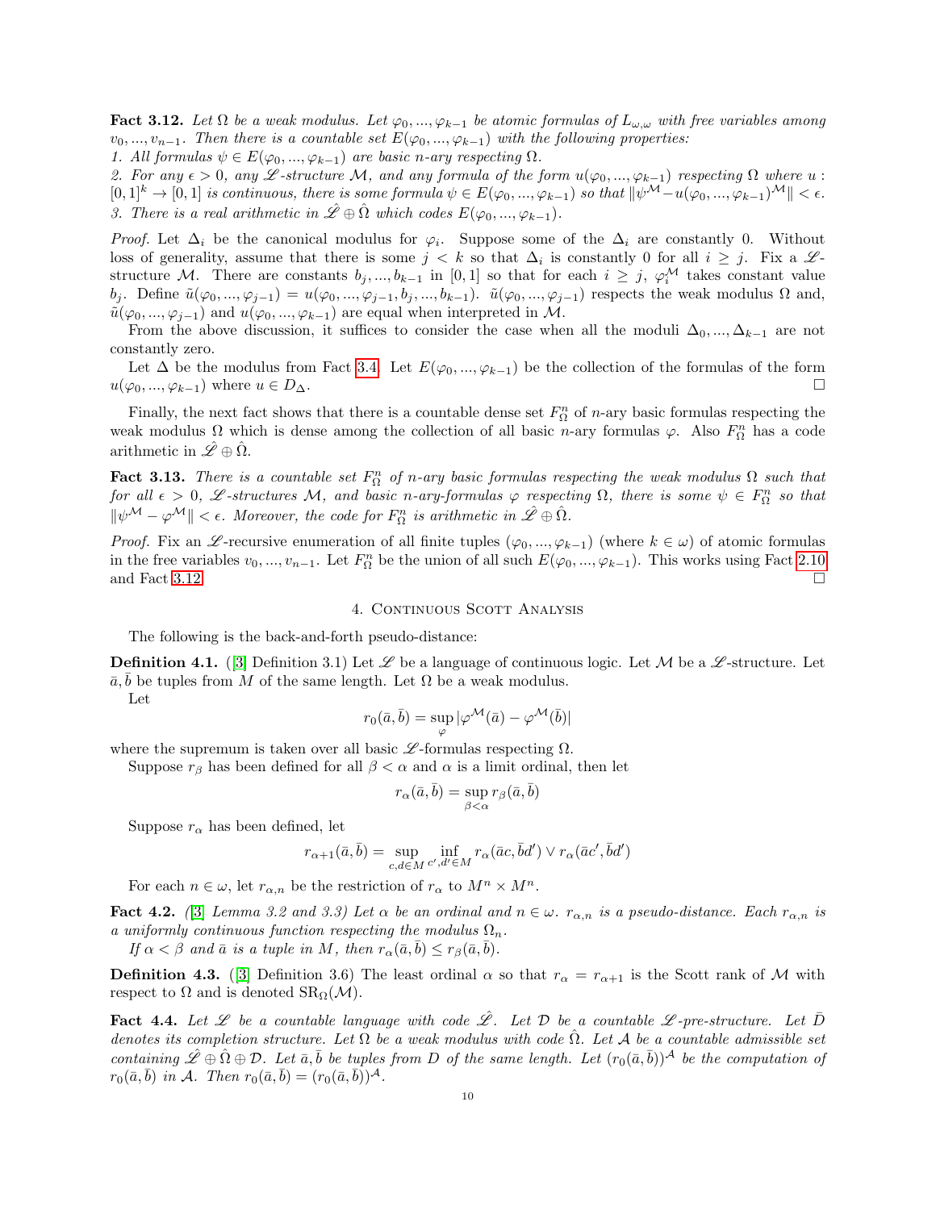**Fact 3.12.** *Let $\Omega$ be a weak modulus. Let $\varphi_0, ..., \varphi_{k-1}$ be atomic formulas of $L_{\omega,\omega}$ with free variables among $v_0, ..., v_{n-1}$. Then there is a countable set $E(\varphi_0, ..., \varphi_{k-1})$ with the following properties:*
*1. All formulas $\psi \in E(\varphi_0, ..., \varphi_{k-1})$ are basic $n$-ary respecting $\Omega$.*
*2. For any $\epsilon > 0$, any $\mathscr{L}$-structure $\mathcal{M}$, and any formula of the form $u(\varphi_0, ..., \varphi_{k-1})$ respecting $\Omega$ where $u : [0,1]^k \to [0,1]$ is continuous, there is some formula $\psi \in E(\varphi_0, ..., \varphi_{k-1})$ so that $\|\psi^{\mathcal{M}} - u(\varphi_0, ..., \varphi_{k-1})^{\mathcal{M}}\| < \epsilon$.*
*3. There is a real arithmetic in $\hat{\mathscr{L}} \oplus \hat{\Omega}$ which codes $E(\varphi_0, ..., \varphi_{k-1})$.*

*Proof.* Let $\Delta_i$ be the canonical modulus for $\varphi_i$. Suppose some of the $\Delta_i$ are constantly 0. Without loss of generality, assume that there is some $j < k$ so that $\Delta_i$ is constantly 0 for all $i \geq j$. Fix a $\mathscr{L}$-structure $\mathcal{M}$. There are constants $b_j, ..., b_{k-1}$ in $[0,1]$ so that for each $i \geq j$, $\varphi_i^{\mathcal{M}}$ takes constant value $b_j$. Define $\tilde{u}(\varphi_0, ..., \varphi_{j-1}) = u(\varphi_0, ..., \varphi_{j-1}, b_j, ..., b_{k-1})$. $\tilde{u}(\varphi_0, ..., \varphi_{j-1})$ respects the weak modulus $\Omega$ and, $\tilde{u}(\varphi_0, ..., \varphi_{j-1})$ and $u(\varphi_0, ..., \varphi_{k-1})$ are equal when interpreted in $\mathcal{M}$.

From the above discussion, it suffices to consider the case when all the moduli $\Delta_0, ..., \Delta_{k-1}$ are not constantly zero.

Let $\Delta$ be the modulus from Fact 3.4. Let $E(\varphi_0, ..., \varphi_{k-1})$ be the collection of the formulas of the form $u(\varphi_0, ..., \varphi_{k-1})$ where $u \in D_\Delta$. □

Finally, the next fact shows that there is a countable dense set $F^n_\Omega$ of $n$-ary basic formulas respecting the weak modulus $\Omega$ which is dense among the collection of all basic $n$-ary formulas $\varphi$. Also $F^n_\Omega$ has a code arithmetic in $\hat{\mathscr{L}} \oplus \hat{\Omega}$.

**Fact 3.13.** *There is a countable set $F^n_\Omega$ of $n$-ary basic formulas respecting the weak modulus $\Omega$ such that for all $\epsilon > 0$, $\mathscr{L}$-structures $\mathcal{M}$, and basic $n$-ary-formulas $\varphi$ respecting $\Omega$, there is some $\psi \in F^n_\Omega$ so that $\|\psi^{\mathcal{M}} - \varphi^{\mathcal{M}}\| < \epsilon$. Moreover, the code for $F^n_\Omega$ is arithmetic in $\hat{\mathscr{L}} \oplus \hat{\Omega}$.*

*Proof.* Fix an $\mathscr{L}$-recursive enumeration of all finite tuples $(\varphi_0, ..., \varphi_{k-1})$ (where $k \in \omega$) of atomic formulas in the free variables $v_0, ..., v_{n-1}$. Let $F^n_\Omega$ be the union of all such $E(\varphi_0, ..., \varphi_{k-1})$. This works using Fact 2.10 and Fact 3.12. □

## 4. Continuous Scott Analysis

The following is the back-and-forth pseudo-distance:

**Definition 4.1.** ([3] Definition 3.1) Let $\mathscr{L}$ be a language of continuous logic. Let $\mathcal{M}$ be a $\mathscr{L}$-structure. Let $\bar{a}, \bar{b}$ be tuples from $M$ of the same length. Let $\Omega$ be a weak modulus.

Let
$$r_0(\bar{a}, \bar{b}) = \sup_{\varphi} |\varphi^{\mathcal{M}}(\bar{a}) - \varphi^{\mathcal{M}}(\bar{b})|$$
where the supremum is taken over all basic $\mathscr{L}$-formulas respecting $\Omega$.

Suppose $r_\beta$ has been defined for all $\beta < \alpha$ and $\alpha$ is a limit ordinal, then let
$$r_\alpha(\bar{a}, \bar{b}) = \sup_{\beta < \alpha} r_\beta(\bar{a}, \bar{b})$$

Suppose $r_\alpha$ has been defined, let
$$r_{\alpha+1}(\bar{a}, \bar{b}) = \sup_{c, d \in M} \inf_{c', d' \in M} r_\alpha(\bar{a}c, \bar{b}d') \vee r_\alpha(\bar{a}c', \bar{b}d')$$

For each $n \in \omega$, let $r_{\alpha,n}$ be the restriction of $r_\alpha$ to $M^n \times M^n$.

**Fact 4.2.** *([3] Lemma 3.2 and 3.3) Let $\alpha$ be an ordinal and $n \in \omega$. $r_{\alpha,n}$ is a pseudo-distance. Each $r_{\alpha,n}$ is a uniformly continuous function respecting the modulus $\Omega_n$.*

*If $\alpha < \beta$ and $\bar{a}$ is a tuple in $M$, then $r_\alpha(\bar{a}, \bar{b}) \leq r_\beta(\bar{a}, \bar{b})$.*

**Definition 4.3.** ([3] Definition 3.6) The least ordinal $\alpha$ so that $r_\alpha = r_{\alpha+1}$ is the Scott rank of $\mathcal{M}$ with respect to $\Omega$ and is denoted $\mathrm{SR}_\Omega(\mathcal{M})$.

**Fact 4.4.** *Let $\mathscr{L}$ be a countable language with code $\hat{\mathscr{L}}$. Let $\mathcal{D}$ be a countable $\mathscr{L}$-pre-structure. Let $\bar{D}$ denotes its completion structure. Let $\Omega$ be a weak modulus with code $\hat{\Omega}$. Let $\mathcal{A}$ be a countable admissible set containing $\hat{\mathscr{L}} \oplus \hat{\Omega} \oplus \mathcal{D}$. Let $\bar{a}, \bar{b}$ be tuples from $D$ of the same length. Let $(r_0(\bar{a}, \bar{b}))^{\mathcal{A}}$ be the computation of $r_0(\bar{a}, \bar{b})$ in $\mathcal{A}$. Then $r_0(\bar{a}, \bar{b}) = (r_0(\bar{a}, \bar{b}))^{\mathcal{A}}$.*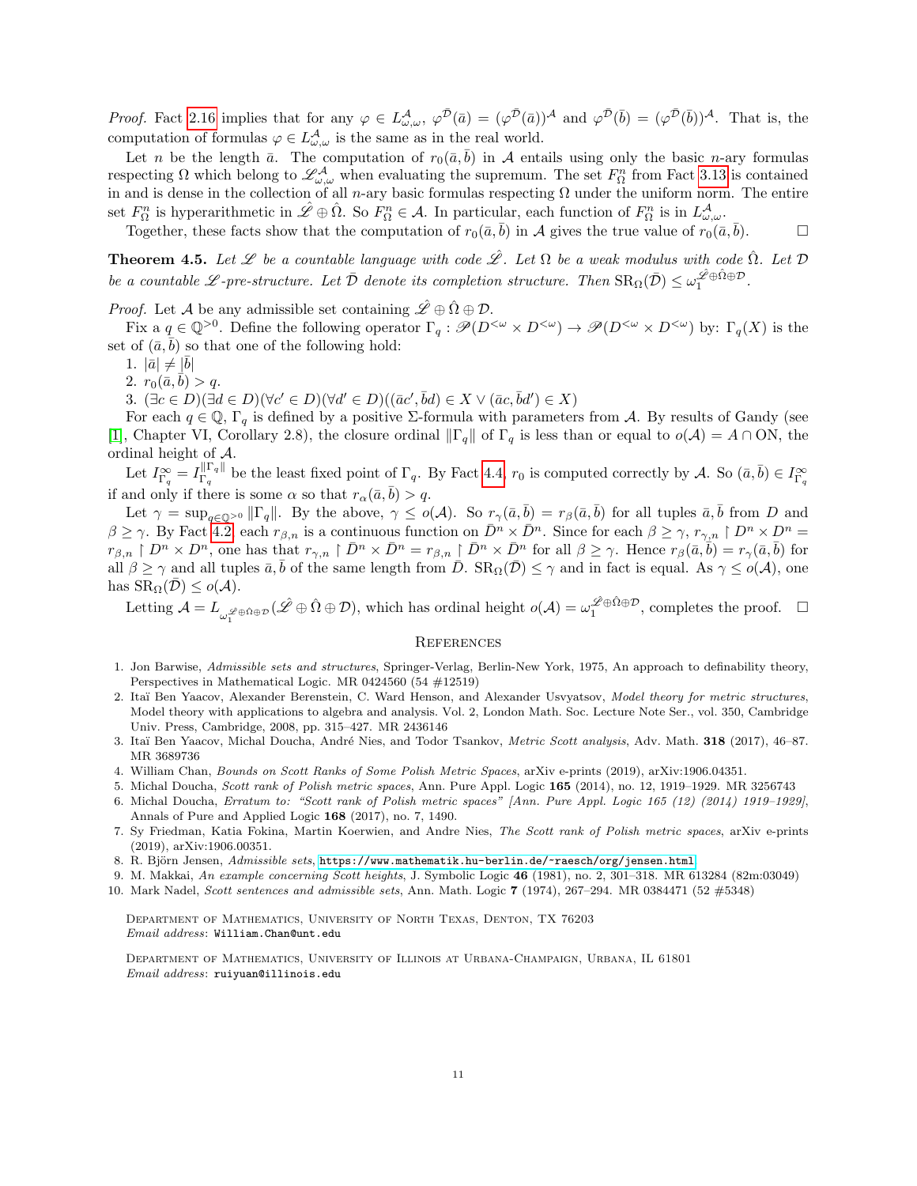*Proof.* Fact 2.16 implies that for any $\varphi \in L^{\mathcal{A}}_{\omega,\omega}$, $\varphi^{\bar{\mathcal{D}}}(\bar{a}) = (\varphi^{\bar{\mathcal{D}}}(\bar{a}))^{\mathcal{A}}$ and $\varphi^{\bar{\mathcal{D}}}(\bar{b}) = (\varphi^{\bar{\mathcal{D}}}(\bar{b}))^{\mathcal{A}}$. That is, the computation of formulas $\varphi \in L^{\mathcal{A}}_{\omega,\omega}$ is the same as in the real world.

Let $n$ be the length $\bar{a}$. The computation of $r_0(\bar{a}, \bar{b})$ in $\mathcal{A}$ entails using only the basic $n$-ary formulas respecting $\Omega$ which belong to $\mathscr{L}^{\mathcal{A}}_{\omega,\omega}$ when evaluating the supremum. The set $F^n_\Omega$ from Fact 3.13 is contained in and is dense in the collection of all $n$-ary basic formulas respecting $\Omega$ under the uniform norm. The entire set $F^n_\Omega$ is hyperarithmetic in $\hat{\mathscr{L}} \oplus \hat{\Omega}$. So $F^n_\Omega \in \mathcal{A}$. In particular, each function of $F^n_\Omega$ is in $L^{\mathcal{A}}_{\omega,\omega}$.

Together, these facts show that the computation of $r_0(\bar{a}, \bar{b})$ in $\mathcal{A}$ gives the true value of $r_0(\bar{a}, \bar{b})$. □

**Theorem 4.5.** *Let $\mathscr{L}$ be a countable language with code $\hat{\mathscr{L}}$. Let $\Omega$ be a weak modulus with code $\hat{\Omega}$. Let $\mathcal{D}$ be a countable $\mathscr{L}$-pre-structure. Let $\bar{\mathcal{D}}$ denote its completion structure. Then $\mathrm{SR}_\Omega(\bar{\mathcal{D}}) \leq \omega_1^{\hat{\mathscr{L}} \oplus \hat{\Omega} \oplus \mathcal{D}}$.*

*Proof.* Let $\mathcal{A}$ be any admissible set containing $\hat{\mathscr{L}} \oplus \hat{\Omega} \oplus \mathcal{D}$.

Fix a $q \in \mathbb{Q}^{>0}$. Define the following operator $\Gamma_q : \mathscr{P}(D^{<\omega} \times D^{<\omega}) \to \mathscr{P}(D^{<\omega} \times D^{<\omega})$ by: $\Gamma_q(X)$ is the set of $(\bar{a}, \bar{b})$ so that one of the following hold:

1. $|\bar{a}| \neq |\bar{b}|$
2. $r_0(\bar{a}, \bar{b}) > q$.
3. $(\exists c \in D)(\exists d \in D)(\forall c' \in D)(\forall d' \in D)((\bar{a}c', \bar{b}d) \in X \vee (\bar{a}c, \bar{b}d') \in X)$

For each $q \in \mathbb{Q}$, $\Gamma_q$ is defined by a positive $\Sigma$-formula with parameters from $\mathcal{A}$. By results of Gandy (see [1], Chapter VI, Corollary 2.8), the closure ordinal $\|\Gamma_q\|$ of $\Gamma_q$ is less than or equal to $o(\mathcal{A}) = A \cap \mathrm{ON}$, the ordinal height of $\mathcal{A}$.

Let $I^\infty_{\Gamma_q} = I^{\|\Gamma_q\|}_{\Gamma_q}$ be the least fixed point of $\Gamma_q$. By Fact 4.4, $r_0$ is computed correctly by $\mathcal{A}$. So $(\bar{a}, \bar{b}) \in I^\infty_{\Gamma_q}$ if and only if there is some $\alpha$ so that $r_\alpha(\bar{a}, \bar{b}) > q$.

Let $\gamma = \sup_{q \in \mathbb{Q}^{>0}} \|\Gamma_q\|$. By the above, $\gamma \leq o(\mathcal{A})$. So $r_\gamma(\bar{a}, \bar{b}) = r_\beta(\bar{a}, \bar{b})$ for all tuples $\bar{a}, \bar{b}$ from $D$ and $\beta \geq \gamma$. By Fact 4.2, each $r_{\beta,n}$ is a continuous function on $\bar{D}^n \times \bar{D}^n$. Since for each $\beta \geq \gamma$, $r_{\gamma,n} \restriction D^n \times D^n = r_{\beta,n} \restriction D^n \times D^n$, one has that $r_{\gamma,n} \restriction \bar{D}^n \times \bar{D}^n = r_{\beta,n} \restriction \bar{D}^n \times \bar{D}^n$ for all $\beta \geq \gamma$. Hence $r_\beta(\bar{a}, \bar{b}) = r_\gamma(\bar{a}, \bar{b})$ for all $\beta \geq \gamma$ and all tuples $\bar{a}, \bar{b}$ of the same length from $\bar{D}$. $\mathrm{SR}_\Omega(\bar{\mathcal{D}}) \leq \gamma$ and in fact is equal. As $\gamma \leq o(\mathcal{A})$, one has $\mathrm{SR}_\Omega(\bar{\mathcal{D}}) \leq o(\mathcal{A})$.

Letting $\mathcal{A} = L_{\omega_1^{\hat{\mathscr{L}} \oplus \hat{\Omega} \oplus \mathcal{D}}}(\hat{\mathscr{L}} \oplus \hat{\Omega} \oplus \mathcal{D})$, which has ordinal height $o(\mathcal{A}) = \omega_1^{\hat{\mathscr{L}} \oplus \hat{\Omega} \oplus \mathcal{D}}$, completes the proof. □

## References

1. Jon Barwise, *Admissible sets and structures*, Springer-Verlag, Berlin-New York, 1975, An approach to definability theory, Perspectives in Mathematical Logic. MR 0424560 (54 #12519)
2. Itaï Ben Yaacov, Alexander Berenstein, C. Ward Henson, and Alexander Usvyatsov, *Model theory for metric structures*, Model theory with applications to algebra and analysis. Vol. 2, London Math. Soc. Lecture Note Ser., vol. 350, Cambridge Univ. Press, Cambridge, 2008, pp. 315–427. MR 2436146
3. Itaï Ben Yaacov, Michal Doucha, André Nies, and Todor Tsankov, *Metric Scott analysis*, Adv. Math. **318** (2017), 46–87. MR 3689736
4. William Chan, *Bounds on Scott Ranks of Some Polish Metric Spaces*, arXiv e-prints (2019), arXiv:1906.04351.
5. Michal Doucha, *Scott rank of Polish metric spaces*, Ann. Pure Appl. Logic **165** (2014), no. 12, 1919–1929. MR 3256743
6. Michal Doucha, *Erratum to: "Scott rank of Polish metric spaces" [Ann. Pure Appl. Logic 165 (12) (2014) 1919–1929]*, Annals of Pure and Applied Logic **168** (2017), no. 7, 1490.
7. Sy Friedman, Katia Fokina, Martin Koerwien, and Andre Nies, *The Scott rank of Polish metric spaces*, arXiv e-prints (2019), arXiv:1906.00351.
8. R. Björn Jensen, *Admissible sets*, https://www.mathematik.hu-berlin.de/~raesch/org/jensen.html.
9. M. Makkai, *An example concerning Scott heights*, J. Symbolic Logic **46** (1981), no. 2, 301–318. MR 613284 (82m:03049)
10. Mark Nadel, *Scott sentences and admissible sets*, Ann. Math. Logic **7** (1974), 267–294. MR 0384471 (52 #5348)

Department of Mathematics, University of North Texas, Denton, TX 76203
*Email address*: William.Chan@unt.edu

Department of Mathematics, University of Illinois at Urbana-Champaign, Urbana, IL 61801
*Email address*: ruiyuan@illinois.edu